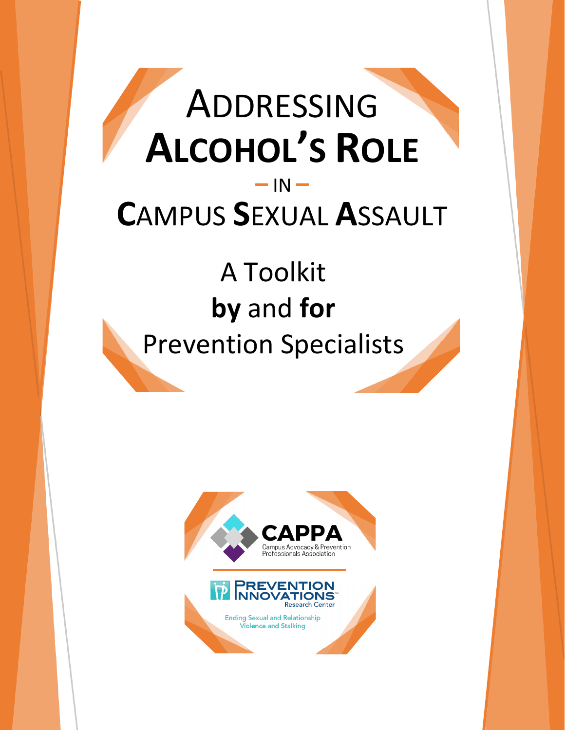# Addressing Alcohol's Role – in – Campus Sexual Assault

## A Toolkit **by** and **for** Prevention Specialists

CAPPA
Campus Advocacy & Prevention Professionals Association

Prevention Innovations™ Research Center

Ending Sexual and Relationship Violence and Stalking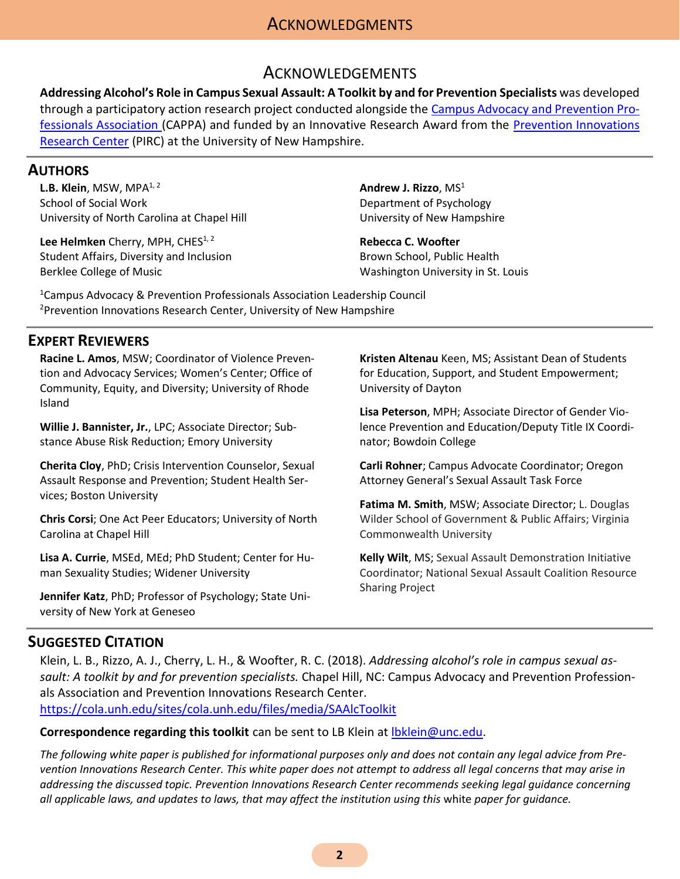# Acknowledgements

**Addressing Alcohol's Role in Campus Sexual Assault: A Toolkit by and for Prevention Specialists** was developed through a participatory action research project conducted alongside the Campus Advocacy and Prevention Professionals Association (CAPPA) and funded by an Innovative Research Award from the Prevention Innovations Research Center (PIRC) at the University of New Hampshire.

## Authors

**L.B. Klein**, MSW, MPA[1, 2]
School of Social Work
University of North Carolina at Chapel Hill

**Lee Helmken** Cherry, MPH, CHES[1, 2]
Student Affairs, Diversity and Inclusion
Berklee College of Music

**Andrew J. Rizzo**, MS[1]
Department of Psychology
University of New Hampshire

**Rebecca C. Woofter**
Brown School, Public Health
Washington University in St. Louis

[1]Campus Advocacy & Prevention Professionals Association Leadership Council
[2]Prevention Innovations Research Center, University of New Hampshire

## Expert Reviewers

**Racine L. Amos**, MSW; Coordinator of Violence Prevention and Advocacy Services; Women's Center; Office of Community, Equity, and Diversity; University of Rhode Island

**Willie J. Bannister, Jr.**, LPC; Associate Director; Substance Abuse Risk Reduction; Emory University

**Cherita Cloy**, PhD; Crisis Intervention Counselor, Sexual Assault Response and Prevention; Student Health Services; Boston University

**Chris Corsi**; One Act Peer Educators; University of North Carolina at Chapel Hill

**Lisa A. Currie**, MSEd, MEd; PhD Student; Center for Human Sexuality Studies; Widener University

**Jennifer Katz**, PhD; Professor of Psychology; State University of New York at Geneseo

**Kristen Altenau** Keen, MS; Assistant Dean of Students for Education, Support, and Student Empowerment; University of Dayton

**Lisa Peterson**, MPH; Associate Director of Gender Violence Prevention and Education/Deputy Title IX Coordinator; Bowdoin College

**Carli Rohner**; Campus Advocate Coordinator; Oregon Attorney General's Sexual Assault Task Force

**Fatima M. Smith**, MSW; Associate Director; L. Douglas Wilder School of Government & Public Affairs; Virginia Commonwealth University

**Kelly Wilt**, MS; Sexual Assault Demonstration Initiative Coordinator; National Sexual Assault Coalition Resource Sharing Project

## Suggested Citation

Klein, L. B., Rizzo, A. J., Cherry, L. H., & Woofter, R. C. (2018). *Addressing alcohol's role in campus sexual assault: A toolkit by and for prevention specialists.* Chapel Hill, NC: Campus Advocacy and Prevention Professionals Association and Prevention Innovations Research Center. https://cola.unh.edu/sites/cola.unh.edu/files/media/SAAlcToolkit

**Correspondence regarding this toolkit** can be sent to LB Klein at lbklein@unc.edu.

*The following white paper is published for informational purposes only and does not contain any legal advice from Prevention Innovations Research Center. This white paper does not attempt to address all legal concerns that may arise in addressing the discussed topic. Prevention Innovations Research Center recommends seeking legal guidance concerning all applicable laws, and updates to laws, that may affect the institution using this* white paper for guidance.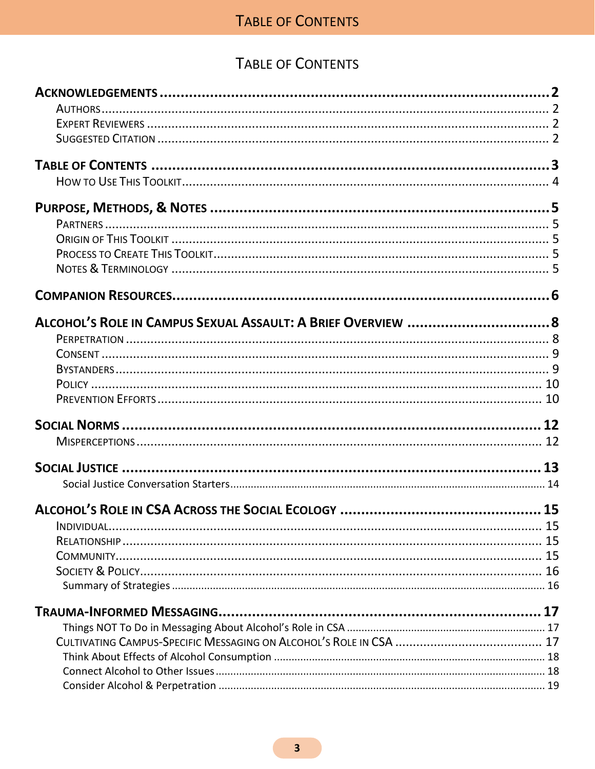# Table of Contents

**Acknowledgements** ..... **2**

- Authors ..... 2
- Expert Reviewers ..... 2
- Suggested Citation ..... 2

**Table of Contents** ..... **3**

- How to Use This Toolkit ..... 4

**Purpose, Methods, & Notes** ..... **5**

- Partners ..... 5
- Origin of This Toolkit ..... 5
- Process to Create This Toolkit ..... 5
- Notes & Terminology ..... 5

**Companion Resources** ..... **6**

**Alcohol's Role in Campus Sexual Assault: A Brief Overview** ..... **8**

- Perpetration ..... 8
- Consent ..... 9
- Bystanders ..... 9
- Policy ..... 10
- Prevention Efforts ..... 10

**Social Norms** ..... **12**

- Misperceptions ..... 12

**Social Justice** ..... **13**

- Social Justice Conversation Starters ..... 14

**Alcohol's Role in CSA Across the Social Ecology** ..... **15**

- Individual ..... 15
- Relationship ..... 15
- Community ..... 15
- Society & Policy ..... 16
  - Summary of Strategies ..... 16

**Trauma-Informed Messaging** ..... **17**

- Things NOT To Do in Messaging About Alcohol's Role in CSA ..... 17
- Cultivating Campus-Specific Messaging on Alcohol's Role in CSA ..... 17
  - Think About Effects of Alcohol Consumption ..... 18
  - Connect Alcohol to Other Issues ..... 18
  - Consider Alcohol & Perpetration ..... 19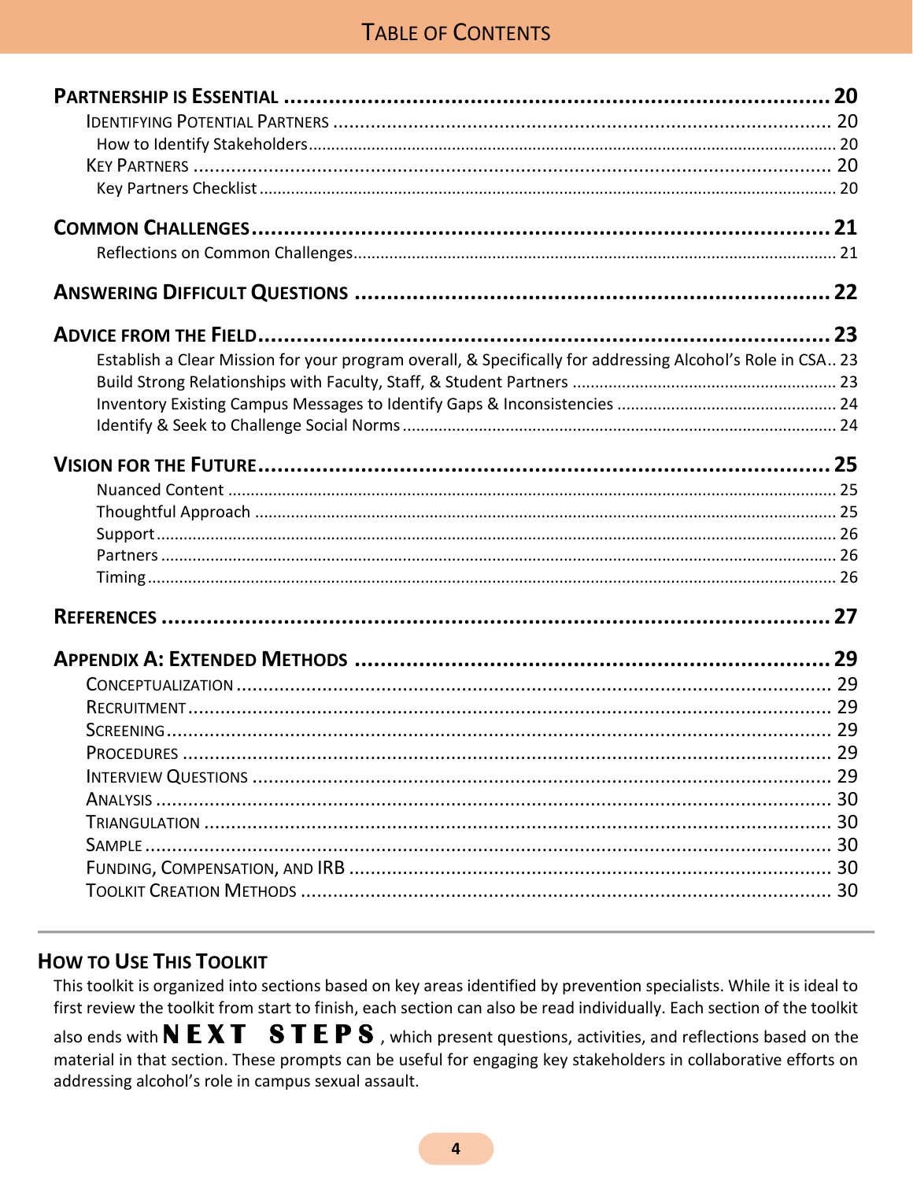# Table of Contents

**Partnership is Essential** ........ 20
- Identifying Potential Partners ........ 20
  - How to Identify Stakeholders ........ 20
- Key Partners ........ 20
  - Key Partners Checklist ........ 20

**Common Challenges** ........ 21
- Reflections on Common Challenges ........ 21

**Answering Difficult Questions** ........ 22

**Advice from the Field** ........ 23
- Establish a Clear Mission for your program overall, & Specifically for addressing Alcohol's Role in CSA ........ 23
- Build Strong Relationships with Faculty, Staff, & Student Partners ........ 23
- Inventory Existing Campus Messages to Identify Gaps & Inconsistencies ........ 24
- Identify & Seek to Challenge Social Norms ........ 24

**Vision for the Future** ........ 25
- Nuanced Content ........ 25
- Thoughtful Approach ........ 25
- Support ........ 26
- Partners ........ 26
- Timing ........ 26

**References** ........ 27

**Appendix A: Extended Methods** ........ 29
- Conceptualization ........ 29
- Recruitment ........ 29
- Screening ........ 29
- Procedures ........ 29
- Interview Questions ........ 29
- Analysis ........ 30
- Triangulation ........ 30
- Sample ........ 30
- Funding, Compensation, and IRB ........ 30
- Toolkit Creation Methods ........ 30

## How to Use This Toolkit

This toolkit is organized into sections based on key areas identified by prevention specialists. While it is ideal to first review the toolkit from start to finish, each section can also be read individually. Each section of the toolkit also ends with **NEXT STEPS**, which present questions, activities, and reflections based on the material in that section. These prompts can be useful for engaging key stakeholders in collaborative efforts on addressing alcohol's role in campus sexual assault.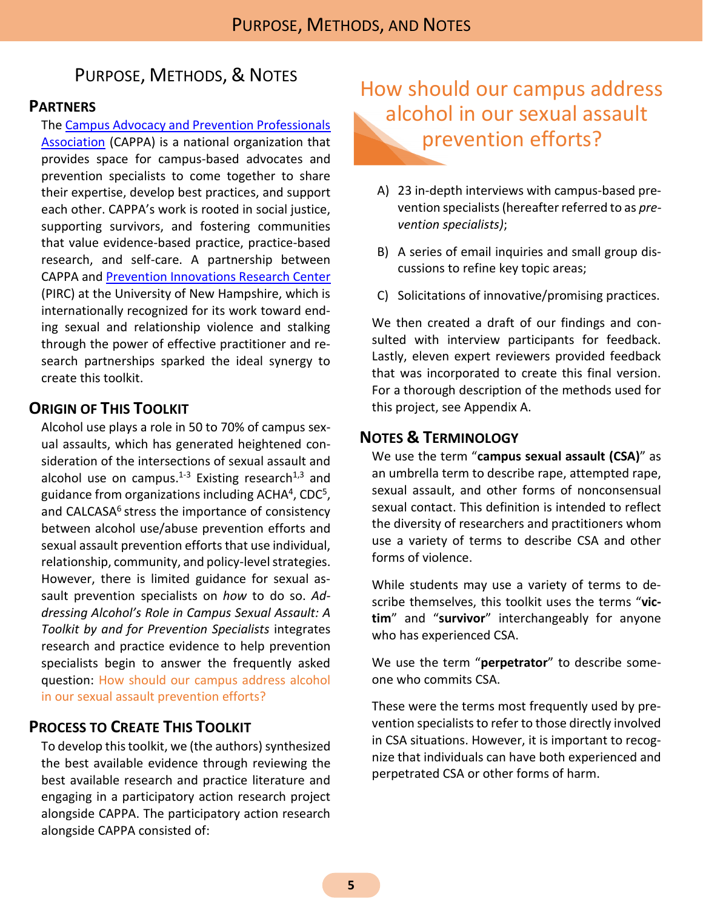# Purpose, Methods, & Notes

## Partners

The [Campus Advocacy and Prevention Professionals Association](Campus Advocacy and Prevention Professionals Association) (CAPPA) is a national organization that provides space for campus-based advocates and prevention specialists to come together to share their expertise, develop best practices, and support each other. CAPPA's work is rooted in social justice, supporting survivors, and fostering communities that value evidence-based practice, practice-based research, and self-care. A partnership between CAPPA and Prevention Innovations Research Center (PIRC) at the University of New Hampshire, which is internationally recognized for its work toward ending sexual and relationship violence and stalking through the power of effective practitioner and research partnerships sparked the ideal synergy to create this toolkit.

## Origin of This Toolkit

Alcohol use plays a role in 50 to 70% of campus sexual assaults, which has generated heightened consideration of the intersections of sexual assault and alcohol use on campus.[1-3] Existing research[1,3] and guidance from organizations including ACHA[4], CDC[5], and CALCASA[6] stress the importance of consistency between alcohol use/abuse prevention efforts and sexual assault prevention efforts that use individual, relationship, community, and policy-level strategies. However, there is limited guidance for sexual assault prevention specialists on *how* to do so. *Addressing Alcohol's Role in Campus Sexual Assault: A Toolkit by and for Prevention Specialists* integrates research and practice evidence to help prevention specialists begin to answer the frequently asked question: How should our campus address alcohol in our sexual assault prevention efforts?

## Process to Create This Toolkit

To develop this toolkit, we (the authors) synthesized the best available evidence through reviewing the best available research and practice literature and engaging in a participatory action research project alongside CAPPA. The participatory action research alongside CAPPA consisted of:

> How should our campus address alcohol in our sexual assault prevention efforts?

A) 23 in-depth interviews with campus-based prevention specialists (hereafter referred to as *prevention specialists)*;

B) A series of email inquiries and small group discussions to refine key topic areas;

C) Solicitations of innovative/promising practices.

We then created a draft of our findings and consulted with interview participants for feedback. Lastly, eleven expert reviewers provided feedback that was incorporated to create this final version. For a thorough description of the methods used for this project, see Appendix A.

## Notes & Terminology

We use the term "**campus sexual assault (CSA)**" as an umbrella term to describe rape, attempted rape, sexual assault, and other forms of nonconsensual sexual contact. This definition is intended to reflect the diversity of researchers and practitioners whom use a variety of terms to describe CSA and other forms of violence.

While students may use a variety of terms to describe themselves, this toolkit uses the terms "**victim**" and "**survivor**" interchangeably for anyone who has experienced CSA.

We use the term "**perpetrator**" to describe someone who commits CSA.

These were the terms most frequently used by prevention specialists to refer to those directly involved in CSA situations. However, it is important to recognize that individuals can have both experienced and perpetrated CSA or other forms of harm.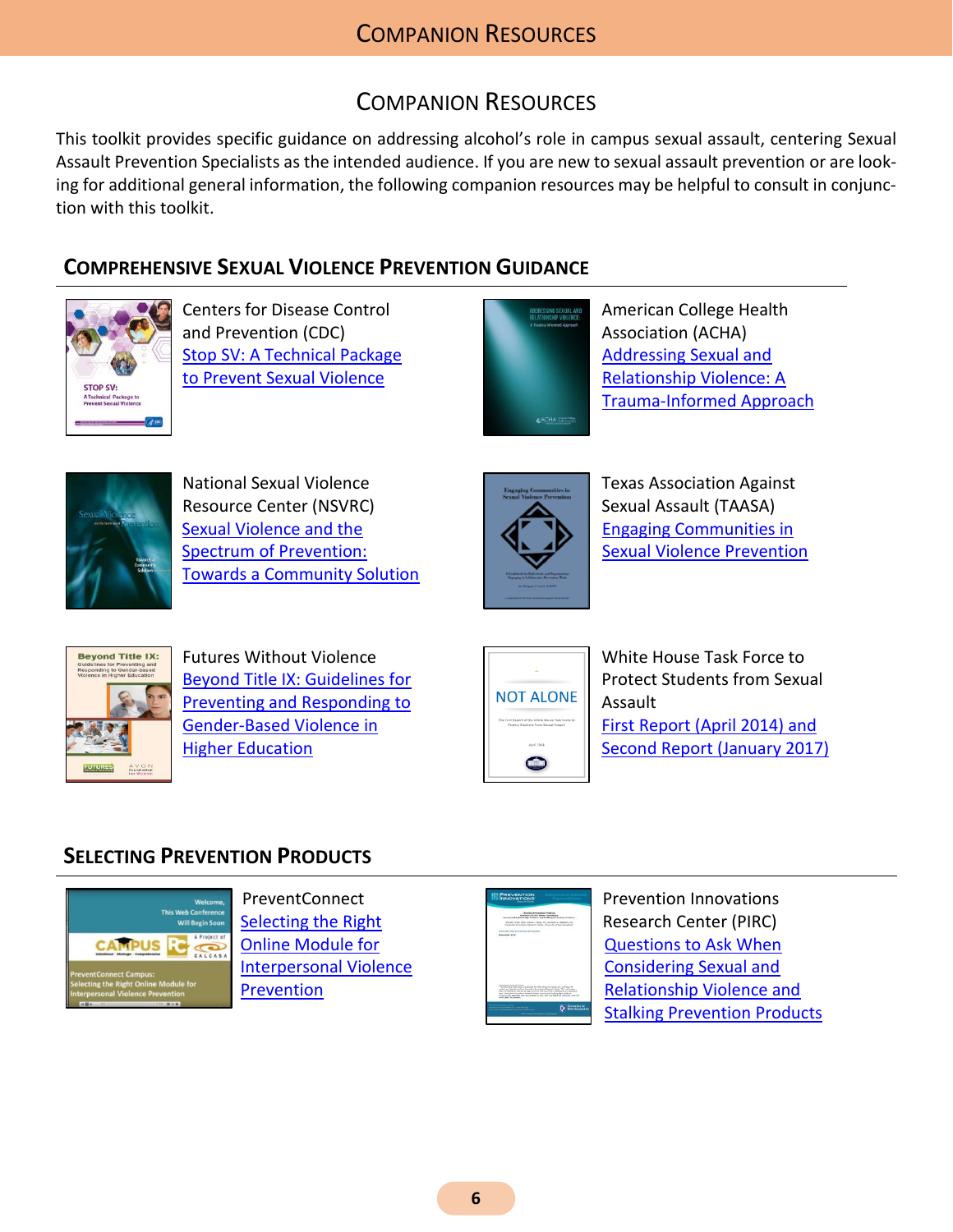# Companion Resources

This toolkit provides specific guidance on addressing alcohol's role in campus sexual assault, centering Sexual Assault Prevention Specialists as the intended audience. If you are new to sexual assault prevention or are looking for additional general information, the following companion resources may be helpful to consult in conjunction with this toolkit.

## Comprehensive Sexual Violence Prevention Guidance

Centers for Disease Control and Prevention (CDC)
Stop SV: A Technical Package to Prevent Sexual Violence

American College Health Association (ACHA)
Addressing Sexual and Relationship Violence: A Trauma-Informed Approach

National Sexual Violence Resource Center (NSVRC)
Sexual Violence and the Spectrum of Prevention: Towards a Community Solution

Texas Association Against Sexual Assault (TAASA)
Engaging Communities in Sexual Violence Prevention

Futures Without Violence
Beyond Title IX: Guidelines for Preventing and Responding to Gender-Based Violence in Higher Education

White House Task Force to Protect Students from Sexual Assault
First Report (April 2014) and Second Report (January 2017)

## Selecting Prevention Products

PreventConnect
Selecting the Right Online Module for Interpersonal Violence Prevention

Prevention Innovations Research Center (PIRC)
Questions to Ask When Considering Sexual and Relationship Violence and Stalking Prevention Products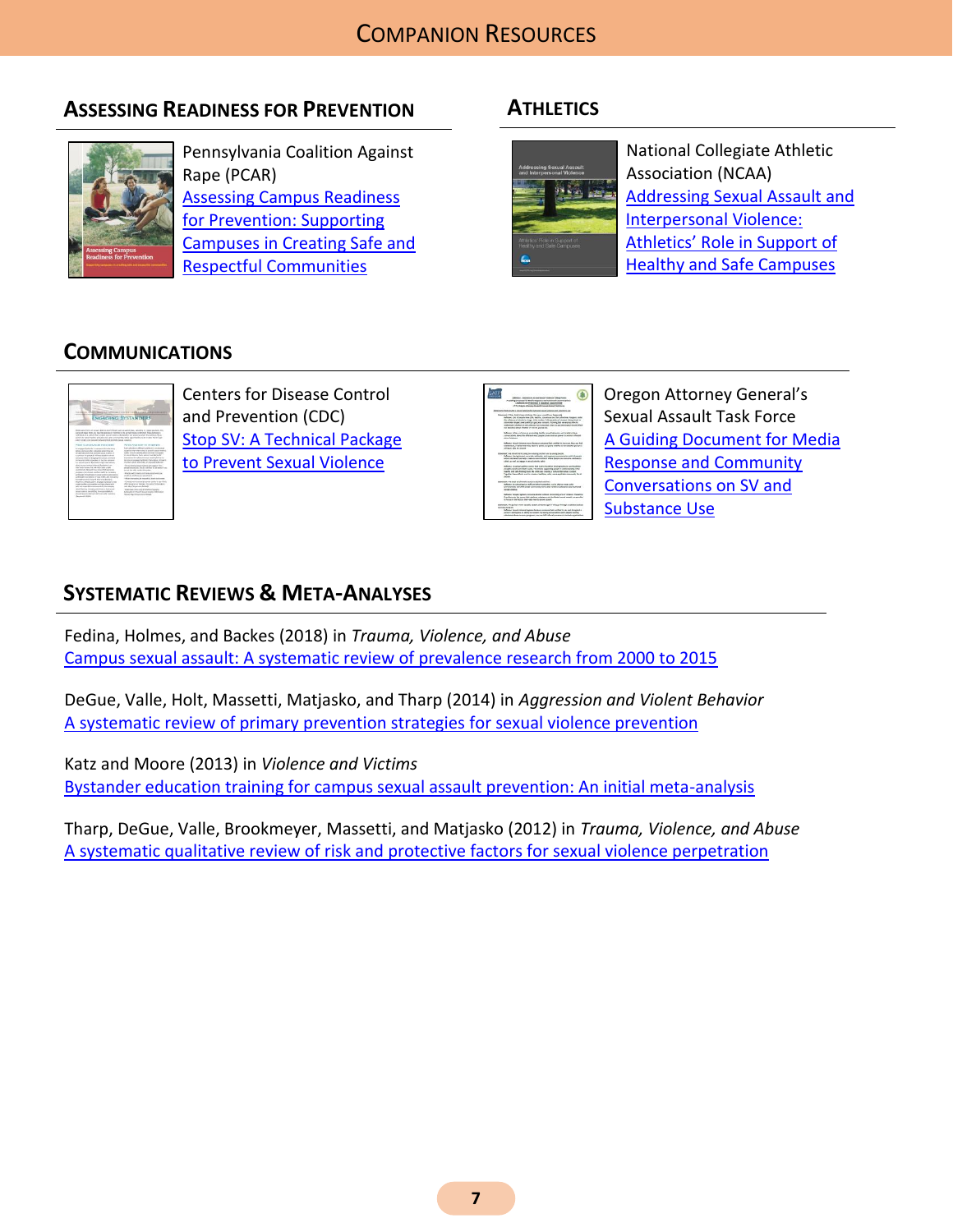# Companion Resources

## Assessing Readiness for Prevention

Pennsylvania Coalition Against Rape (PCAR)
Assessing Campus Readiness for Prevention: Supporting Campuses in Creating Safe and Respectful Communities

## Athletics

National Collegiate Athletic Association (NCAA)
Addressing Sexual Assault and Interpersonal Violence: Athletics' Role in Support of Healthy and Safe Campuses

## Communications

Centers for Disease Control and Prevention (CDC)
Stop SV: A Technical Package to Prevent Sexual Violence

Oregon Attorney General's Sexual Assault Task Force
A Guiding Document for Media Response and Community Conversations on SV and Substance Use

## Systematic Reviews & Meta-Analyses

Fedina, Holmes, and Backes (2018) in *Trauma, Violence, and Abuse*
Campus sexual assault: A systematic review of prevalence research from 2000 to 2015

DeGue, Valle, Holt, Massetti, Matjasko, and Tharp (2014) in *Aggression and Violent Behavior*
A systematic review of primary prevention strategies for sexual violence prevention

Katz and Moore (2013) in *Violence and Victims*
Bystander education training for campus sexual assault prevention: An initial meta-analysis

Tharp, DeGue, Valle, Brookmeyer, Massetti, and Matjasko (2012) in *Trauma, Violence, and Abuse*
A systematic qualitative review of risk and protective factors for sexual violence perpetration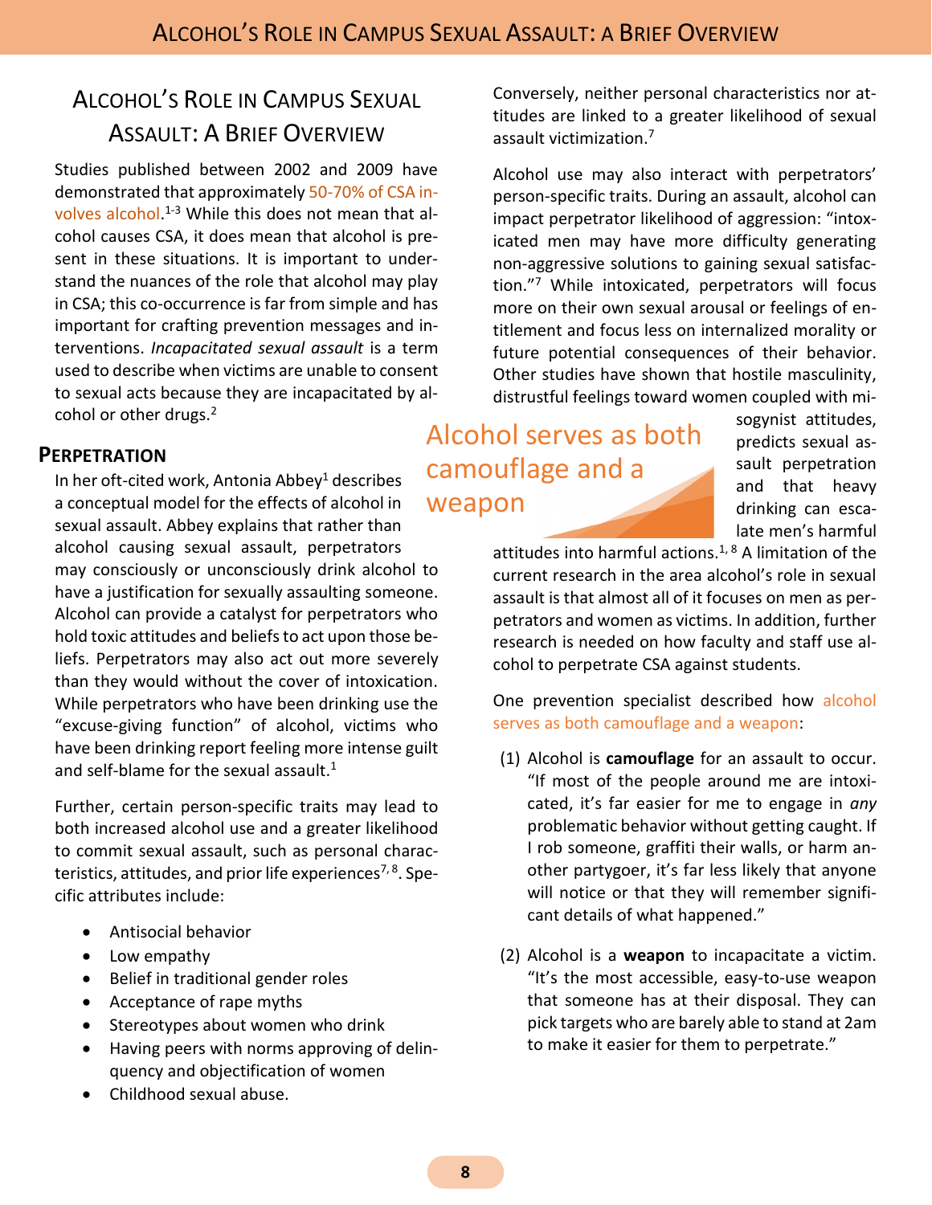# Alcohol's Role in Campus Sexual Assault: A Brief Overview

Studies published between 2002 and 2009 have demonstrated that approximately 50-70% of CSA involves alcohol.[1-3] While this does not mean that alcohol causes CSA, it does mean that alcohol is present in these situations. It is important to understand the nuances of the role that alcohol may play in CSA; this co-occurrence is far from simple and has important for crafting prevention messages and interventions. *Incapacitated sexual assault* is a term used to describe when victims are unable to consent to sexual acts because they are incapacitated by alcohol or other drugs.[2]

## Perpetration

In her oft-cited work, Antonia Abbey[1] describes a conceptual model for the effects of alcohol in sexual assault. Abbey explains that rather than alcohol causing sexual assault, perpetrators may consciously or unconsciously drink alcohol to have a justification for sexually assaulting someone. Alcohol can provide a catalyst for perpetrators who hold toxic attitudes and beliefs to act upon those beliefs. Perpetrators may also act out more severely than they would without the cover of intoxication. While perpetrators who have been drinking use the "excuse-giving function" of alcohol, victims who have been drinking report feeling more intense guilt and self-blame for the sexual assault.[1]

Further, certain person-specific traits may lead to both increased alcohol use and a greater likelihood to commit sexual assault, such as personal characteristics, attitudes, and prior life experiences[7, 8]. Specific attributes include:

- Antisocial behavior
- Low empathy
- Belief in traditional gender roles
- Acceptance of rape myths
- Stereotypes about women who drink
- Having peers with norms approving of delinquency and objectification of women
- Childhood sexual abuse.

Conversely, neither personal characteristics nor attitudes are linked to a greater likelihood of sexual assault victimization.[7]

Alcohol use may also interact with perpetrators' person-specific traits. During an assault, alcohol can impact perpetrator likelihood of aggression: "intoxicated men may have more difficulty generating non-aggressive solutions to gaining sexual satisfaction."[7] While intoxicated, perpetrators will focus more on their own sexual arousal or feelings of entitlement and focus less on internalized morality or future potential consequences of their behavior. Other studies have shown that hostile masculinity, distrustful feelings toward women coupled with misogynist attitudes, predicts sexual assault perpetration and that heavy drinking can escalate men's harmful attitudes into harmful actions.[1, 8] A limitation of the current research in the area alcohol's role in sexual assault is that almost all of it focuses on men as perpetrators and women as victims. In addition, further research is needed on how faculty and staff use alcohol to perpetrate CSA against students.

> Alcohol serves as both camouflage and a weapon

One prevention specialist described how alcohol serves as both camouflage and a weapon:

1. Alcohol is **camouflage** for an assault to occur. "If most of the people around me are intoxicated, it's far easier for me to engage in *any* problematic behavior without getting caught. If I rob someone, graffiti their walls, or harm another partygoer, it's far less likely that anyone will notice or that they will remember significant details of what happened."
2. Alcohol is a **weapon** to incapacitate a victim. "It's the most accessible, easy-to-use weapon that someone has at their disposal. They can pick targets who are barely able to stand at 2am to make it easier for them to perpetrate."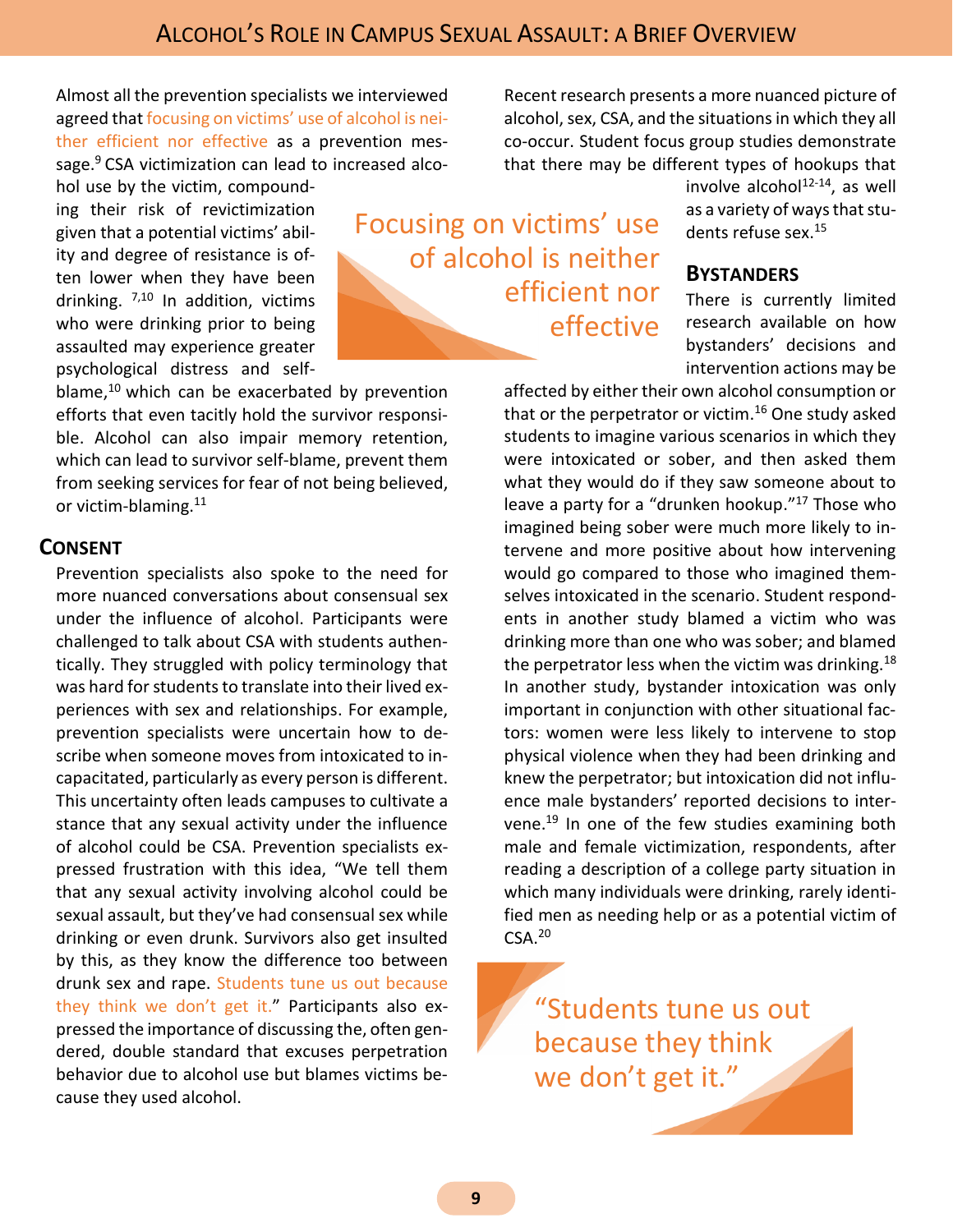Almost all the prevention specialists we interviewed agreed that focusing on victims' use of alcohol is neither efficient nor effective as a prevention message.[9] CSA victimization can lead to increased alcohol use by the victim, compounding their risk of revictimization given that a potential victims' ability and degree of resistance is often lower when they have been drinking. [7,10] In addition, victims who were drinking prior to being assaulted may experience greater psychological distress and self-blame,[10] which can be exacerbated by prevention efforts that even tacitly hold the survivor responsible. Alcohol can also impair memory retention, which can lead to survivor self-blame, prevent them from seeking services for fear of not being believed, or victim-blaming.[11]

> Focusing on victims' use of alcohol is neither efficient nor effective

## Consent

Prevention specialists also spoke to the need for more nuanced conversations about consensual sex under the influence of alcohol. Participants were challenged to talk about CSA with students authentically. They struggled with policy terminology that was hard for students to translate into their lived experiences with sex and relationships. For example, prevention specialists were uncertain how to describe when someone moves from intoxicated to incapacitated, particularly as every person is different. This uncertainty often leads campuses to cultivate a stance that any sexual activity under the influence of alcohol could be CSA. Prevention specialists expressed frustration with this idea, "We tell them that any sexual activity involving alcohol could be sexual assault, but they've had consensual sex while drinking or even drunk. Survivors also get insulted by this, as they know the difference too between drunk sex and rape. Students tune us out because they think we don't get it." Participants also expressed the importance of discussing the, often gendered, double standard that excuses perpetration behavior due to alcohol use but blames victims because they used alcohol.

Recent research presents a more nuanced picture of alcohol, sex, CSA, and the situations in which they all co-occur. Student focus group studies demonstrate that there may be different types of hookups that involve alcohol[12-14], as well as a variety of ways that students refuse sex.[15]

## Bystanders

There is currently limited research available on how bystanders' decisions and intervention actions may be affected by either their own alcohol consumption or that or the perpetrator or victim.[16] One study asked students to imagine various scenarios in which they were intoxicated or sober, and then asked them what they would do if they saw someone about to leave a party for a "drunken hookup."[17] Those who imagined being sober were much more likely to intervene and more positive about how intervening would go compared to those who imagined themselves intoxicated in the scenario. Student respondents in another study blamed a victim who was drinking more than one who was sober; and blamed the perpetrator less when the victim was drinking.[18] In another study, bystander intoxication was only important in conjunction with other situational factors: women were less likely to intervene to stop physical violence when they had been drinking and knew the perpetrator; but intoxication did not influence male bystanders' reported decisions to intervene.[19] In one of the few studies examining both male and female victimization, respondents, after reading a description of a college party situation in which many individuals were drinking, rarely identified men as needing help or as a potential victim of CSA.[20]

> "Students tune us out because they think we don't get it."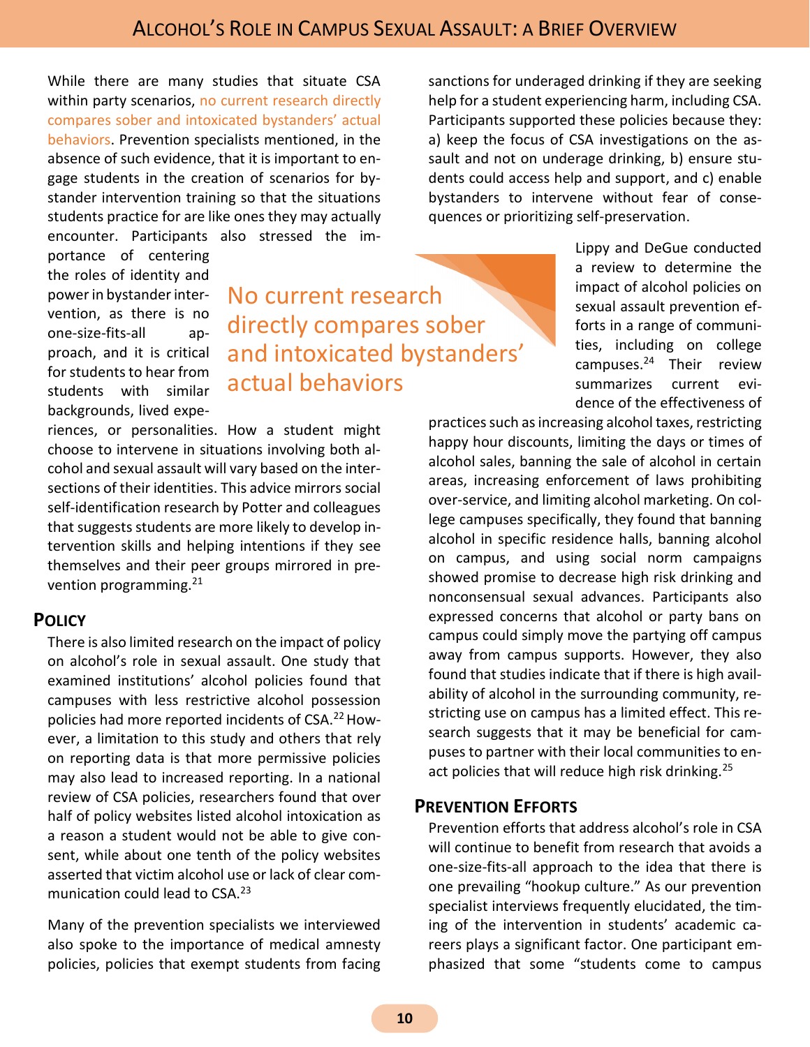While there are many studies that situate CSA within party scenarios, no current research directly compares sober and intoxicated bystanders' actual behaviors. Prevention specialists mentioned, in the absence of such evidence, that it is important to engage students in the creation of scenarios for bystander intervention training so that the situations students practice for are like ones they may actually encounter. Participants also stressed the importance of centering the roles of identity and power in bystander intervention, as there is no one-size-fits-all approach, and it is critical for students to hear from students with similar backgrounds, lived experiences, or personalities. How a student might choose to intervene in situations involving both alcohol and sexual assault will vary based on the intersections of their identities. This advice mirrors social self-identification research by Potter and colleagues that suggests students are more likely to develop intervention skills and helping intentions if they see themselves and their peer groups mirrored in prevention programming.[21]

> No current research directly compares sober and intoxicated bystanders' actual behaviors

## Policy

There is also limited research on the impact of policy on alcohol's role in sexual assault. One study that examined institutions' alcohol policies found that campuses with less restrictive alcohol possession policies had more reported incidents of CSA.[22] However, a limitation to this study and others that rely on reporting data is that more permissive policies may also lead to increased reporting. In a national review of CSA policies, researchers found that over half of policy websites listed alcohol intoxication as a reason a student would not be able to give consent, while about one tenth of the policy websites asserted that victim alcohol use or lack of clear communication could lead to CSA.[23]

Many of the prevention specialists we interviewed also spoke to the importance of medical amnesty policies, policies that exempt students from facing sanctions for underaged drinking if they are seeking help for a student experiencing harm, including CSA. Participants supported these policies because they: a) keep the focus of CSA investigations on the assault and not on underage drinking, b) ensure students could access help and support, and c) enable bystanders to intervene without fear of consequences or prioritizing self-preservation.

Lippy and DeGue conducted a review to determine the impact of alcohol policies on sexual assault prevention efforts in a range of communities, including on college campuses.[24] Their review summarizes current evidence of the effectiveness of practices such as increasing alcohol taxes, restricting happy hour discounts, limiting the days or times of alcohol sales, banning the sale of alcohol in certain areas, increasing enforcement of laws prohibiting over-service, and limiting alcohol marketing. On college campuses specifically, they found that banning alcohol in specific residence halls, banning alcohol on campus, and using social norm campaigns showed promise to decrease high risk drinking and nonconsensual sexual advances. Participants also expressed concerns that alcohol or party bans on campus could simply move the partying off campus away from campus supports. However, they also found that studies indicate that if there is high availability of alcohol in the surrounding community, restricting use on campus has a limited effect. This research suggests that it may be beneficial for campuses to partner with their local communities to enact policies that will reduce high risk drinking.[25]

## Prevention Efforts

Prevention efforts that address alcohol's role in CSA will continue to benefit from research that avoids a one-size-fits-all approach to the idea that there is one prevailing "hookup culture." As our prevention specialist interviews frequently elucidated, the timing of the intervention in students' academic careers plays a significant factor. One participant emphasized that some "students come to campus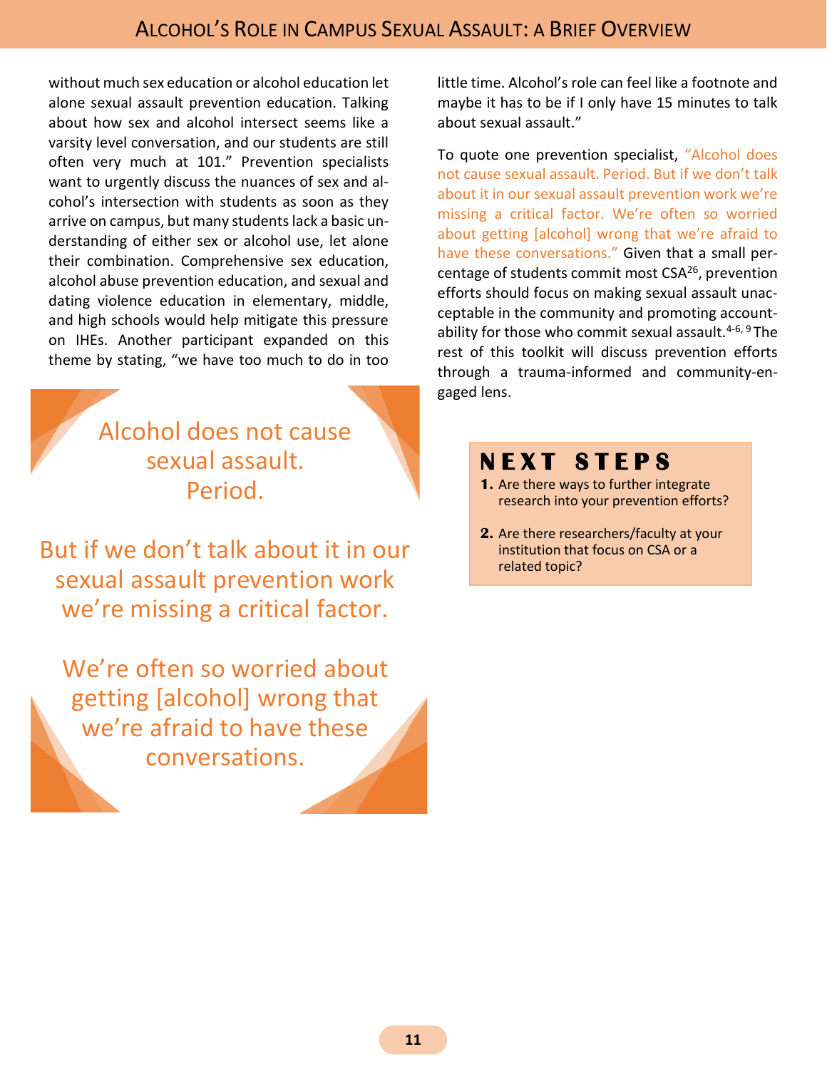without much sex education or alcohol education let alone sexual assault prevention education. Talking about how sex and alcohol intersect seems like a varsity level conversation, and our students are still often very much at 101." Prevention specialists want to urgently discuss the nuances of sex and alcohol's intersection with students as soon as they arrive on campus, but many students lack a basic understanding of either sex or alcohol use, let alone their combination. Comprehensive sex education, alcohol abuse prevention education, and sexual and dating violence education in elementary, middle, and high schools would help mitigate this pressure on IHEs. Another participant expanded on this theme by stating, "we have too much to do in too little time. Alcohol's role can feel like a footnote and maybe it has to be if I only have 15 minutes to talk about sexual assault."

> Alcohol does not cause sexual assault.
> Period.
>
> But if we don't talk about it in our sexual assault prevention work we're missing a critical factor.
>
> We're often so worried about getting [alcohol] wrong that we're afraid to have these conversations.

To quote one prevention specialist, "Alcohol does not cause sexual assault. Period. But if we don't talk about it in our sexual assault prevention work we're missing a critical factor. We're often so worried about getting [alcohol] wrong that we're afraid to have these conversations." Given that a small percentage of students commit most CSA[26], prevention efforts should focus on making sexual assault unacceptable in the community and promoting accountability for those who commit sexual assault.[4-6, 9] The rest of this toolkit will discuss prevention efforts through a trauma-informed and community-engaged lens.

## NEXT STEPS

1. Are there ways to further integrate research into your prevention efforts?
2. Are there researchers/faculty at your institution that focus on CSA or a related topic?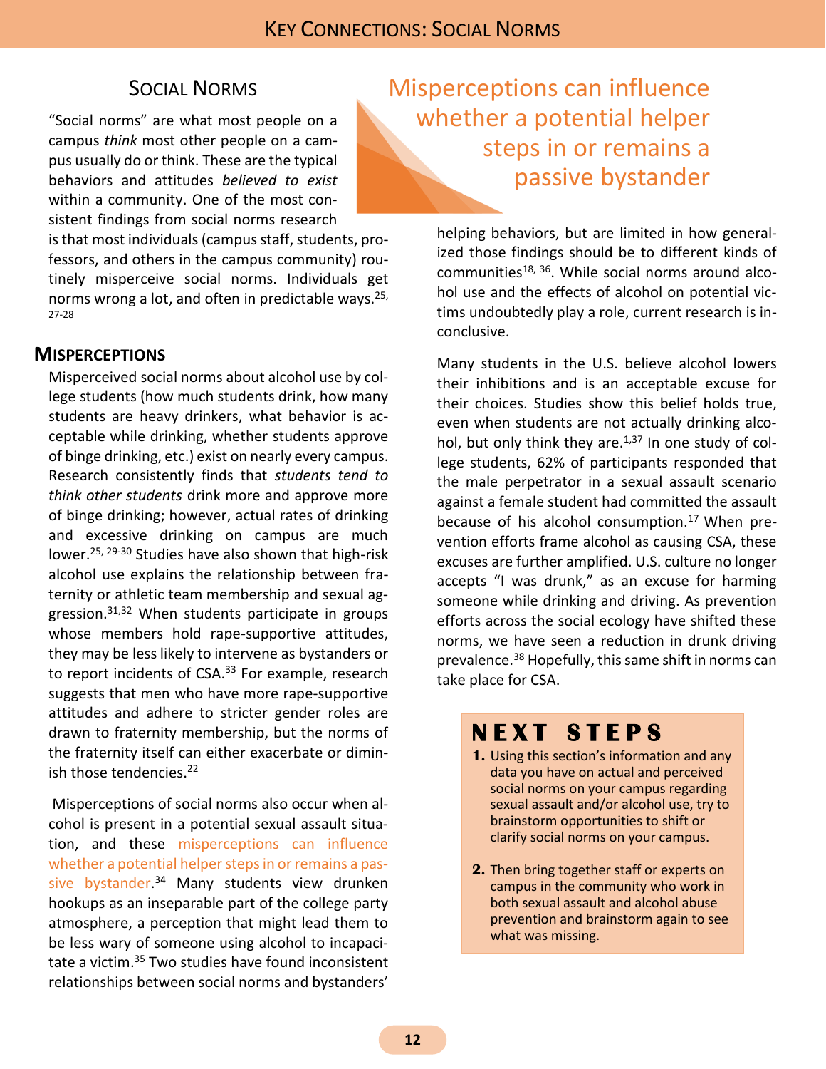## Social Norms

"Social norms" are what most people on a campus *think* most other people on a campus usually do or think. These are the typical behaviors and attitudes *believed to exist* within a community. One of the most consistent findings from social norms research is that most individuals (campus staff, students, professors, and others in the campus community) routinely misperceive social norms. Individuals get norms wrong a lot, and often in predictable ways.[25, 27-28]

> Misperceptions can influence whether a potential helper steps in or remains a passive bystander

### Misperceptions

Misperceived social norms about alcohol use by college students (how much students drink, how many students are heavy drinkers, what behavior is acceptable while drinking, whether students approve of binge drinking, etc.) exist on nearly every campus. Research consistently finds that *students tend to think other students* drink more and approve more of binge drinking; however, actual rates of drinking and excessive drinking on campus are much lower.[25, 29-30] Studies have also shown that high-risk alcohol use explains the relationship between fraternity or athletic team membership and sexual aggression.[31,32] When students participate in groups whose members hold rape-supportive attitudes, they may be less likely to intervene as bystanders or to report incidents of CSA.[33] For example, research suggests that men who have more rape-supportive attitudes and adhere to stricter gender roles are drawn to fraternity membership, but the norms of the fraternity itself can either exacerbate or diminish those tendencies.[22]

Misperceptions of social norms also occur when alcohol is present in a potential sexual assault situation, and these misperceptions can influence whether a potential helper steps in or remains a passive bystander.[34] Many students view drunken hookups as an inseparable part of the college party atmosphere, a perception that might lead them to be less wary of someone using alcohol to incapacitate a victim.[35] Two studies have found inconsistent relationships between social norms and bystanders' helping behaviors, but are limited in how generalized those findings should be to different kinds of communities[18, 36]. While social norms around alcohol use and the effects of alcohol on potential victims undoubtedly play a role, current research is inconclusive.

Many students in the U.S. believe alcohol lowers their inhibitions and is an acceptable excuse for their choices. Studies show this belief holds true, even when students are not actually drinking alcohol, but only think they are.[1,37] In one study of college students, 62% of participants responded that the male perpetrator in a sexual assault scenario against a female student had committed the assault because of his alcohol consumption.[17] When prevention efforts frame alcohol as causing CSA, these excuses are further amplified. U.S. culture no longer accepts "I was drunk," as an excuse for harming someone while drinking and driving. As prevention efforts across the social ecology have shifted these norms, we have seen a reduction in drunk driving prevalence.[38] Hopefully, this same shift in norms can take place for CSA.

### Next Steps

1. Using this section's information and any data you have on actual and perceived social norms on your campus regarding sexual assault and/or alcohol use, try to brainstorm opportunities to shift or clarify social norms on your campus.
2. Then bring together staff or experts on campus in the community who work in both sexual assault and alcohol abuse prevention and brainstorm again to see what was missing.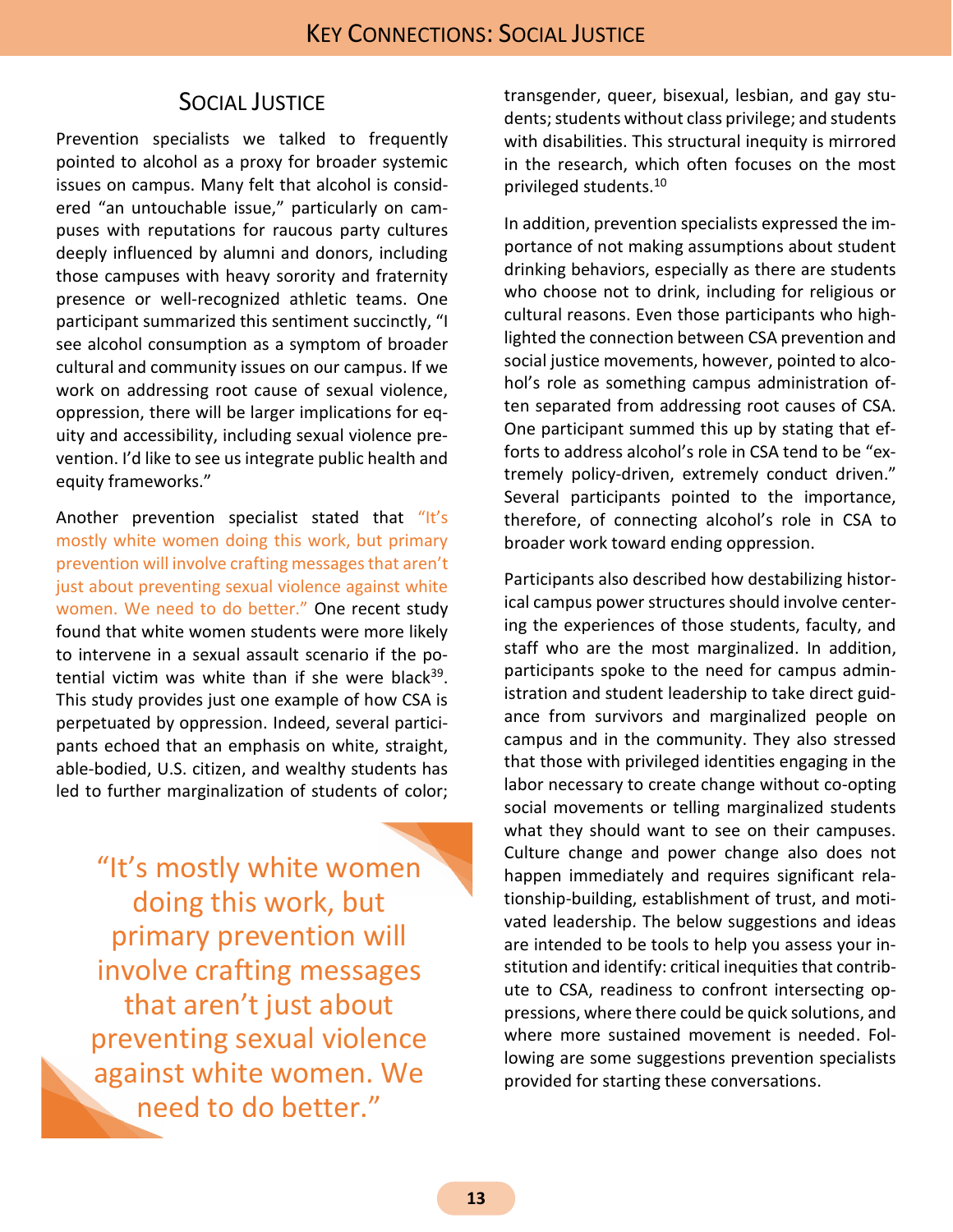## Social Justice

Prevention specialists we talked to frequently pointed to alcohol as a proxy for broader systemic issues on campus. Many felt that alcohol is considered "an untouchable issue," particularly on campuses with reputations for raucous party cultures deeply influenced by alumni and donors, including those campuses with heavy sorority and fraternity presence or well-recognized athletic teams. One participant summarized this sentiment succinctly, "I see alcohol consumption as a symptom of broader cultural and community issues on our campus. If we work on addressing root cause of sexual violence, oppression, there will be larger implications for equity and accessibility, including sexual violence prevention. I'd like to see us integrate public health and equity frameworks."

Another prevention specialist stated that "It's mostly white women doing this work, but primary prevention will involve crafting messages that aren't just about preventing sexual violence against white women. We need to do better." One recent study found that white women students were more likely to intervene in a sexual assault scenario if the potential victim was white than if she were black[39]. This study provides just one example of how CSA is perpetuated by oppression. Indeed, several participants echoed that an emphasis on white, straight, able-bodied, U.S. citizen, and wealthy students has led to further marginalization of students of color; transgender, queer, bisexual, lesbian, and gay students; students without class privilege; and students with disabilities. This structural inequity is mirrored in the research, which often focuses on the most privileged students.[10]

> "It's mostly white women doing this work, but primary prevention will involve crafting messages that aren't just about preventing sexual violence against white women. We need to do better."

In addition, prevention specialists expressed the importance of not making assumptions about student drinking behaviors, especially as there are students who choose not to drink, including for religious or cultural reasons. Even those participants who highlighted the connection between CSA prevention and social justice movements, however, pointed to alcohol's role as something campus administration often separated from addressing root causes of CSA. One participant summed this up by stating that efforts to address alcohol's role in CSA tend to be "extremely policy-driven, extremely conduct driven." Several participants pointed to the importance, therefore, of connecting alcohol's role in CSA to broader work toward ending oppression.

Participants also described how destabilizing historical campus power structures should involve centering the experiences of those students, faculty, and staff who are the most marginalized. In addition, participants spoke to the need for campus administration and student leadership to take direct guidance from survivors and marginalized people on campus and in the community. They also stressed that those with privileged identities engaging in the labor necessary to create change without co-opting social movements or telling marginalized students what they should want to see on their campuses. Culture change and power change also does not happen immediately and requires significant relationship-building, establishment of trust, and motivated leadership. The below suggestions and ideas are intended to be tools to help you assess your institution and identify: critical inequities that contribute to CSA, readiness to confront intersecting oppressions, where there could be quick solutions, and where more sustained movement is needed. Following are some suggestions prevention specialists provided for starting these conversations.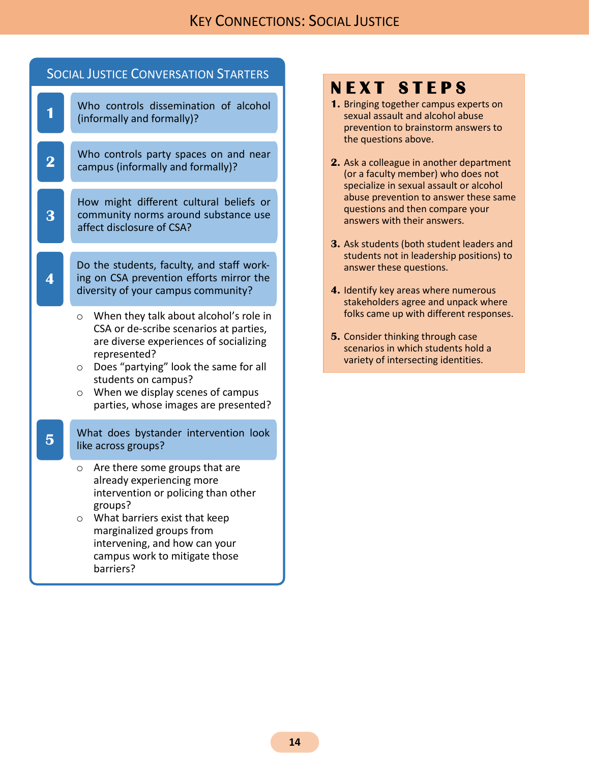# Key Connections: Social Justice

## Social Justice Conversation Starters

**1** Who controls dissemination of alcohol (informally and formally)?

**2** Who controls party spaces on and near campus (informally and formally)?

**3** How might different cultural beliefs or community norms around substance use affect disclosure of CSA?

**4** Do the students, faculty, and staff working on CSA prevention efforts mirror the diversity of your campus community?

- When they talk about alcohol's role in CSA or de-scribe scenarios at parties, are diverse experiences of socializing represented?
- Does "partying" look the same for all students on campus?
- When we display scenes of campus parties, whose images are presented?

**5** What does bystander intervention look like across groups?

- Are there some groups that are already experiencing more intervention or policing than other groups?
- What barriers exist that keep marginalized groups from intervening, and how can your campus work to mitigate those barriers?

## Next Steps

1. Bringing together campus experts on sexual assault and alcohol abuse prevention to brainstorm answers to the questions above.
2. Ask a colleague in another department (or a faculty member) who does not specialize in sexual assault or alcohol abuse prevention to answer these same questions and then compare your answers with their answers.
3. Ask students (both student leaders and students not in leadership positions) to answer these questions.
4. Identify key areas where numerous stakeholders agree and unpack where folks came up with different responses.
5. Consider thinking through case scenarios in which students hold a variety of intersecting identities.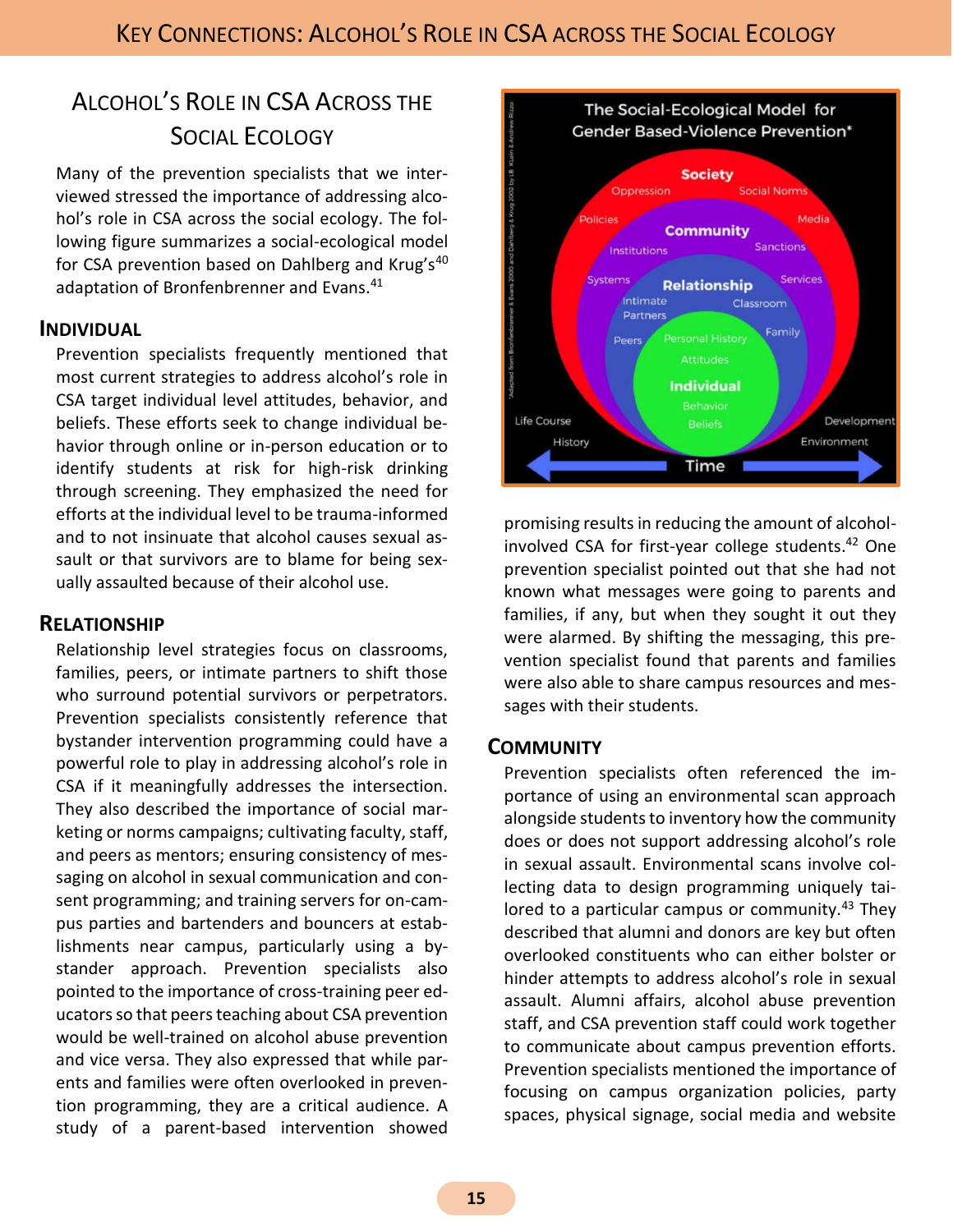## Alcohol's Role in CSA Across the Social Ecology

Many of the prevention specialists that we interviewed stressed the importance of addressing alcohol's role in CSA across the social ecology. The following figure summarizes a social-ecological model for CSA prevention based on Dahlberg and Krug's[40] adaptation of Bronfenbrenner and Evans.[41]

The Social-Ecological Model for Gender Based-Violence Prevention*

### Individual

Prevention specialists frequently mentioned that most current strategies to address alcohol's role in CSA target individual level attitudes, behavior, and beliefs. These efforts seek to change individual behavior through online or in-person education or to identify students at risk for high-risk drinking through screening. They emphasized the need for efforts at the individual level to be trauma-informed and to not insinuate that alcohol causes sexual assault or that survivors are to blame for being sexually assaulted because of their alcohol use.

### Relationship

Relationship level strategies focus on classrooms, families, peers, or intimate partners to shift those who surround potential survivors or perpetrators. Prevention specialists consistently reference that bystander intervention programming could have a powerful role to play in addressing alcohol's role in CSA if it meaningfully addresses the intersection. They also described the importance of social marketing or norms campaigns; cultivating faculty, staff, and peers as mentors; ensuring consistency of messaging on alcohol in sexual communication and consent programming; and training servers for on-campus parties and bartenders and bouncers at establishments near campus, particularly using a bystander approach. Prevention specialists also pointed to the importance of cross-training peer educators so that peers teaching about CSA prevention would be well-trained on alcohol abuse prevention and vice versa. They also expressed that while parents and families were often overlooked in prevention programming, they are a critical audience. A study of a parent-based intervention showed promising results in reducing the amount of alcohol-involved CSA for first-year college students.[42] One prevention specialist pointed out that she had not known what messages were going to parents and families, if any, but when they sought it out they were alarmed. By shifting the messaging, this prevention specialist found that parents and families were also able to share campus resources and messages with their students.

### Community

Prevention specialists often referenced the importance of using an environmental scan approach alongside students to inventory how the community does or does not support addressing alcohol's role in sexual assault. Environmental scans involve collecting data to design programming uniquely tailored to a particular campus or community.[43] They described that alumni and donors are key but often overlooked constituents who can either bolster or hinder attempts to address alcohol's role in sexual assault. Alumni affairs, alcohol abuse prevention staff, and CSA prevention staff could work together to communicate about campus prevention efforts. Prevention specialists mentioned the importance of focusing on campus organization policies, party spaces, physical signage, social media and website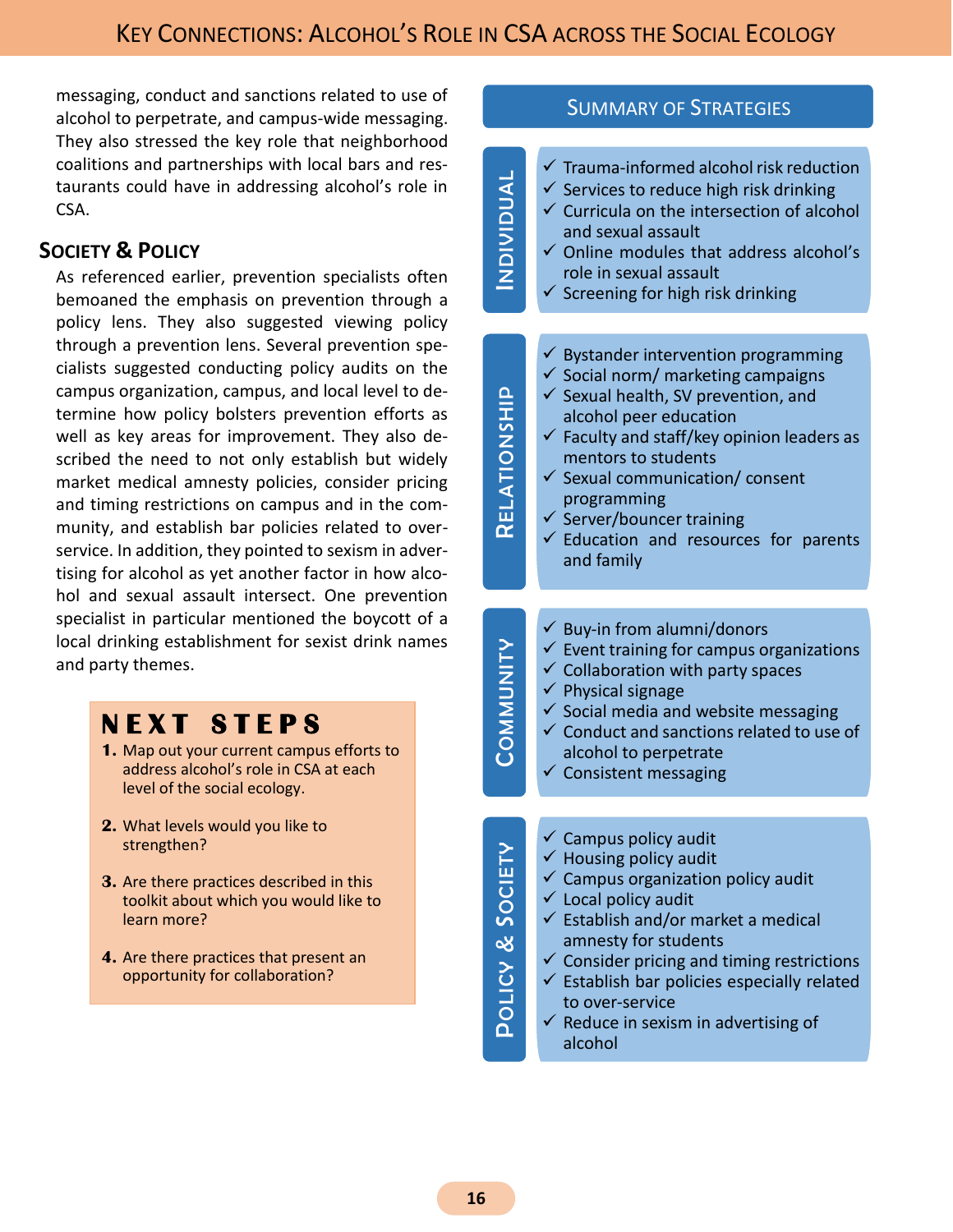messaging, conduct and sanctions related to use of alcohol to perpetrate, and campus-wide messaging. They also stressed the key role that neighborhood coalitions and partnerships with local bars and restaurants could have in addressing alcohol's role in CSA.

## Society & Policy

As referenced earlier, prevention specialists often bemoaned the emphasis on prevention through a policy lens. They also suggested viewing policy through a prevention lens. Several prevention specialists suggested conducting policy audits on the campus organization, campus, and local level to determine how policy bolsters prevention efforts as well as key areas for improvement. They also described the need to not only establish but widely market medical amnesty policies, consider pricing and timing restrictions on campus and in the community, and establish bar policies related to over-service. In addition, they pointed to sexism in advertising for alcohol as yet another factor in how alcohol and sexual assault intersect. One prevention specialist in particular mentioned the boycott of a local drinking establishment for sexist drink names and party themes.

## Next Steps

1. Map out your current campus efforts to address alcohol's role in CSA at each level of the social ecology.
2. What levels would you like to strengthen?
3. Are there practices described in this toolkit about which you would like to learn more?
4. Are there practices that present an opportunity for collaboration?

## Summary of Strategies

### Individual

- ✓ Trauma-informed alcohol risk reduction
- ✓ Services to reduce high risk drinking
- ✓ Curricula on the intersection of alcohol and sexual assault
- ✓ Online modules that address alcohol's role in sexual assault
- ✓ Screening for high risk drinking

### Relationship

- ✓ Bystander intervention programming
- ✓ Social norm/ marketing campaigns
- ✓ Sexual health, SV prevention, and alcohol peer education
- ✓ Faculty and staff/key opinion leaders as mentors to students
- ✓ Sexual communication/ consent programming
- ✓ Server/bouncer training
- ✓ Education and resources for parents and family

### Community

- ✓ Buy-in from alumni/donors
- ✓ Event training for campus organizations
- ✓ Collaboration with party spaces
- ✓ Physical signage
- ✓ Social media and website messaging
- ✓ Conduct and sanctions related to use of alcohol to perpetrate
- ✓ Consistent messaging

### Policy & Society

- ✓ Campus policy audit
- ✓ Housing policy audit
- ✓ Campus organization policy audit
- ✓ Local policy audit
- ✓ Establish and/or market a medical amnesty for students
- ✓ Consider pricing and timing restrictions
- ✓ Establish bar policies especially related to over-service
- ✓ Reduce in sexism in advertising of alcohol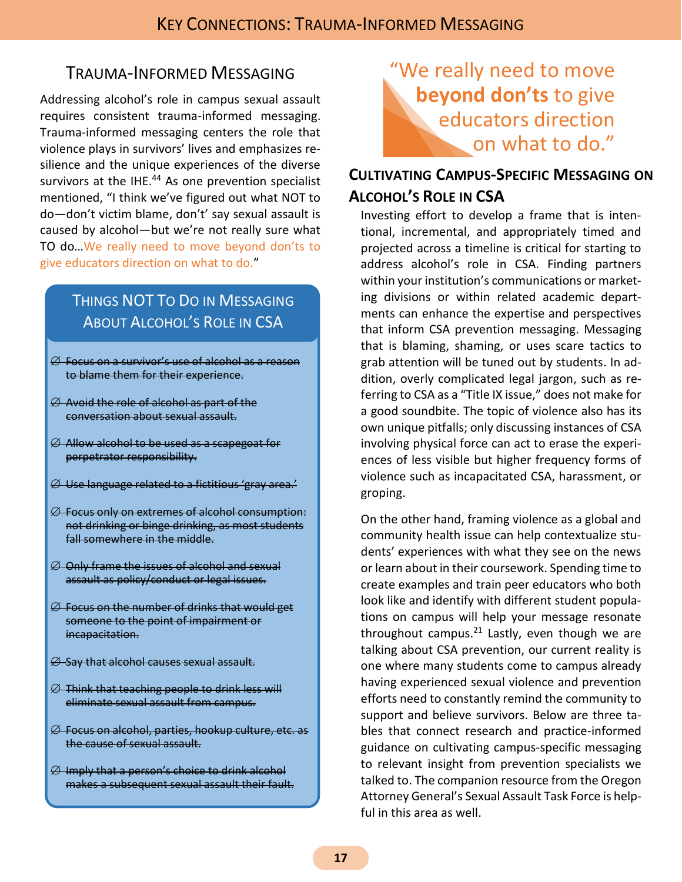## Trauma-Informed Messaging

Addressing alcohol's role in campus sexual assault requires consistent trauma-informed messaging. Trauma-informed messaging centers the role that violence plays in survivors' lives and emphasizes resilience and the unique experiences of the diverse survivors at the IHE.[44] As one prevention specialist mentioned, "I think we've figured out what NOT to do—don't victim blame, don't' say sexual assault is caused by alcohol—but we're not really sure what TO do…We really need to move beyond don'ts to give educators direction on what to do."

### Things NOT To Do in Messaging About Alcohol's Role in CSA

- ∅ ~~Focus on a survivor's use of alcohol as a reason to blame them for their experience.~~
- ∅ ~~Avoid the role of alcohol as part of the conversation about sexual assault.~~
- ∅ ~~Allow alcohol to be used as a scapegoat for perpetrator responsibility.~~
- ∅ ~~Use language related to a fictitious 'gray area.'~~
- ∅ ~~Focus only on extremes of alcohol consumption: not drinking or binge drinking, as most students fall somewhere in the middle.~~
- ∅ ~~Only frame the issues of alcohol and sexual assault as policy/conduct or legal issues.~~
- ∅ ~~Focus on the number of drinks that would get someone to the point of impairment or incapacitation.~~
- ∅ ~~Say that alcohol causes sexual assault.~~
- ∅ ~~Think that teaching people to drink less will eliminate sexual assault from campus.~~
- ∅ ~~Focus on alcohol, parties, hookup culture, etc. as the cause of sexual assault.~~
- ∅ ~~Imply that a person's choice to drink alcohol makes a subsequent sexual assault their fault.~~

> "We really need to move **beyond don'ts** to give educators direction on what to do."

### Cultivating Campus-Specific Messaging on Alcohol's Role in CSA

Investing effort to develop a frame that is intentional, incremental, and appropriately timed and projected across a timeline is critical for starting to address alcohol's role in CSA. Finding partners within your institution's communications or marketing divisions or within related academic departments can enhance the expertise and perspectives that inform CSA prevention messaging. Messaging that is blaming, shaming, or uses scare tactics to grab attention will be tuned out by students. In addition, overly complicated legal jargon, such as referring to CSA as a "Title IX issue," does not make for a good soundbite. The topic of violence also has its own unique pitfalls; only discussing instances of CSA involving physical force can act to erase the experiences of less visible but higher frequency forms of violence such as incapacitated CSA, harassment, or groping.

On the other hand, framing violence as a global and community health issue can help contextualize students' experiences with what they see on the news or learn about in their coursework. Spending time to create examples and train peer educators who both look like and identify with different student populations on campus will help your message resonate throughout campus.[21] Lastly, even though we are talking about CSA prevention, our current reality is one where many students come to campus already having experienced sexual violence and prevention efforts need to constantly remind the community to support and believe survivors. Below are three tables that connect research and practice-informed guidance on cultivating campus-specific messaging to relevant insight from prevention specialists we talked to. The companion resource from the Oregon Attorney General's Sexual Assault Task Force is helpful in this area as well.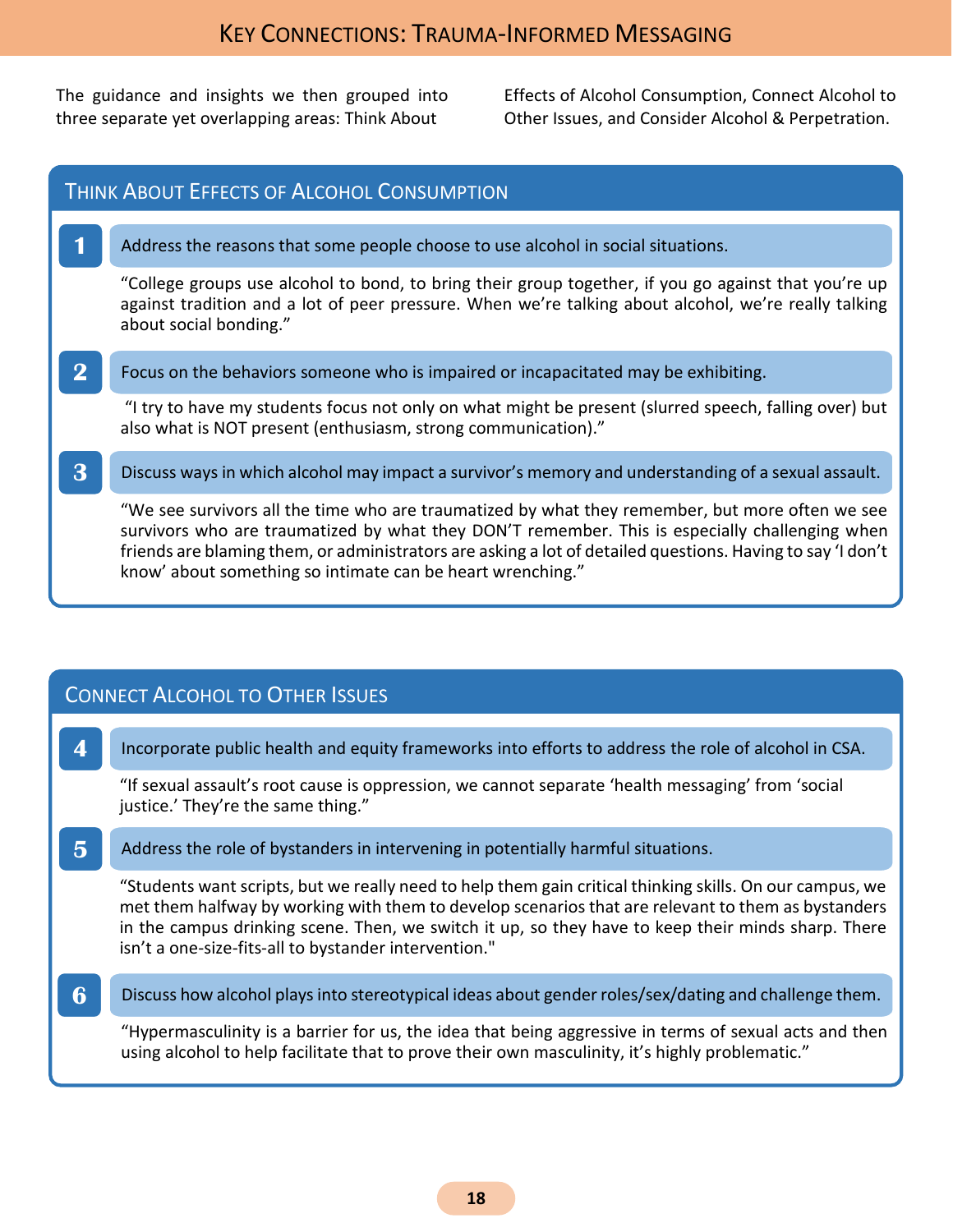# Key Connections: Trauma-Informed Messaging

The guidance and insights we then grouped into three separate yet overlapping areas: Think About Effects of Alcohol Consumption, Connect Alcohol to Other Issues, and Consider Alcohol & Perpetration.

## Think About Effects of Alcohol Consumption

**1** Address the reasons that some people choose to use alcohol in social situations.

"College groups use alcohol to bond, to bring their group together, if you go against that you're up against tradition and a lot of peer pressure. When we're talking about alcohol, we're really talking about social bonding."

**2** Focus on the behaviors someone who is impaired or incapacitated may be exhibiting.

"I try to have my students focus not only on what might be present (slurred speech, falling over) but also what is NOT present (enthusiasm, strong communication)."

**3** Discuss ways in which alcohol may impact a survivor's memory and understanding of a sexual assault.

"We see survivors all the time who are traumatized by what they remember, but more often we see survivors who are traumatized by what they DON'T remember. This is especially challenging when friends are blaming them, or administrators are asking a lot of detailed questions. Having to say 'I don't know' about something so intimate can be heart wrenching."

## Connect Alcohol to Other Issues

**4** Incorporate public health and equity frameworks into efforts to address the role of alcohol in CSA.

"If sexual assault's root cause is oppression, we cannot separate 'health messaging' from 'social justice.' They're the same thing."

**5** Address the role of bystanders in intervening in potentially harmful situations.

"Students want scripts, but we really need to help them gain critical thinking skills. On our campus, we met them halfway by working with them to develop scenarios that are relevant to them as bystanders in the campus drinking scene. Then, we switch it up, so they have to keep their minds sharp. There isn't a one-size-fits-all to bystander intervention."

**6** Discuss how alcohol plays into stereotypical ideas about gender roles/sex/dating and challenge them.

"Hypermasculinity is a barrier for us, the idea that being aggressive in terms of sexual acts and then using alcohol to help facilitate that to prove their own masculinity, it's highly problematic."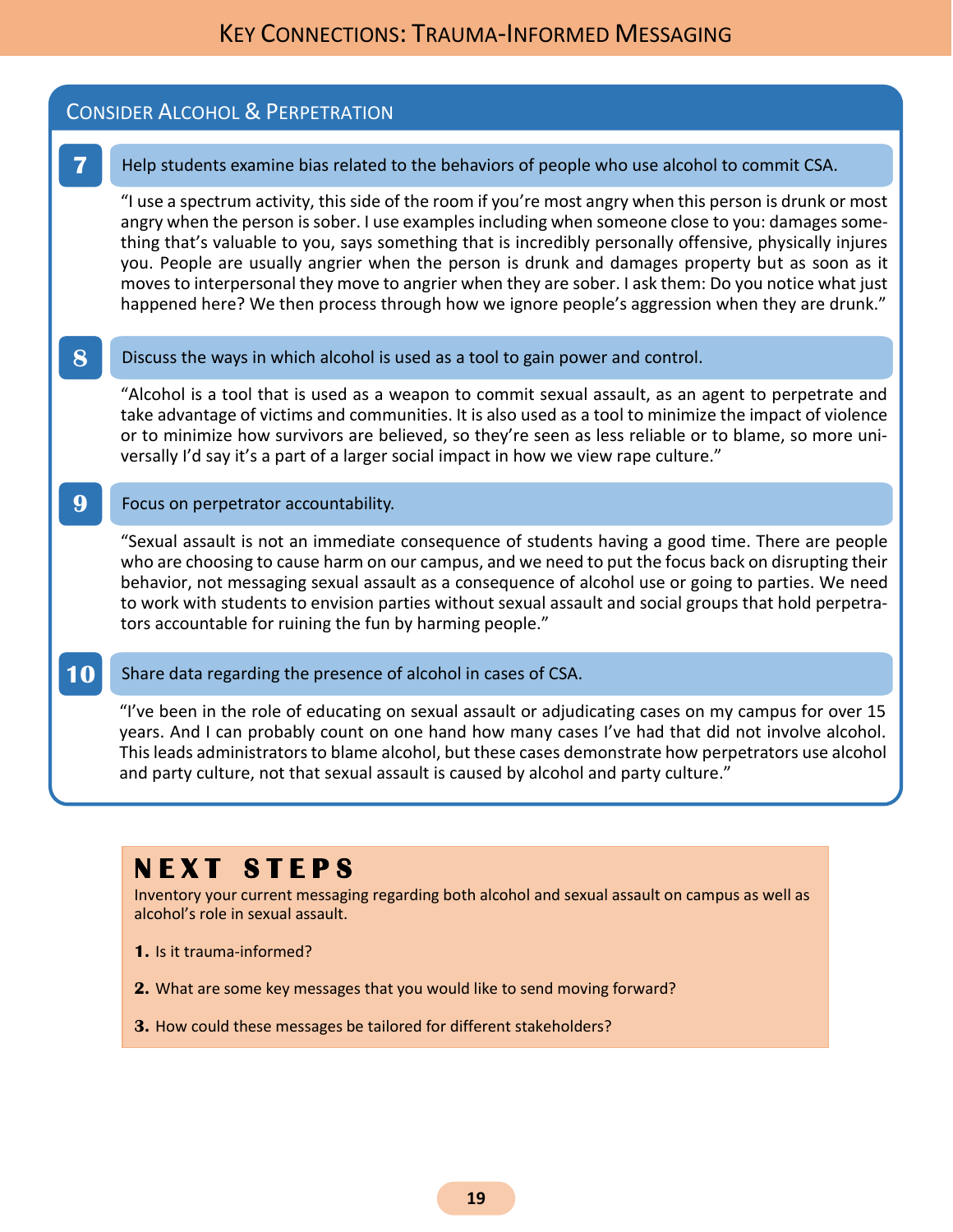# Key Connections: Trauma-Informed Messaging

## Consider Alcohol & Perpetration

**7** Help students examine bias related to the behaviors of people who use alcohol to commit CSA.

"I use a spectrum activity, this side of the room if you're most angry when this person is drunk or most angry when the person is sober. I use examples including when someone close to you: damages something that's valuable to you, says something that is incredibly personally offensive, physically injures you. People are usually angrier when the person is drunk and damages property but as soon as it moves to interpersonal they move to angrier when they are sober. I ask them: Do you notice what just happened here? We then process through how we ignore people's aggression when they are drunk."

**8** Discuss the ways in which alcohol is used as a tool to gain power and control.

"Alcohol is a tool that is used as a weapon to commit sexual assault, as an agent to perpetrate and take advantage of victims and communities. It is also used as a tool to minimize the impact of violence or to minimize how survivors are believed, so they're seen as less reliable or to blame, so more universally I'd say it's a part of a larger social impact in how we view rape culture."

**9** Focus on perpetrator accountability.

"Sexual assault is not an immediate consequence of students having a good time. There are people who are choosing to cause harm on our campus, and we need to put the focus back on disrupting their behavior, not messaging sexual assault as a consequence of alcohol use or going to parties. We need to work with students to envision parties without sexual assault and social groups that hold perpetrators accountable for ruining the fun by harming people."

**10** Share data regarding the presence of alcohol in cases of CSA.

"I've been in the role of educating on sexual assault or adjudicating cases on my campus for over 15 years. And I can probably count on one hand how many cases I've had that did not involve alcohol. This leads administrators to blame alcohol, but these cases demonstrate how perpetrators use alcohol and party culture, not that sexual assault is caused by alcohol and party culture."

## Next Steps

Inventory your current messaging regarding both alcohol and sexual assault on campus as well as alcohol's role in sexual assault.

1. Is it trauma-informed?
2. What are some key messages that you would like to send moving forward?
3. How could these messages be tailored for different stakeholders?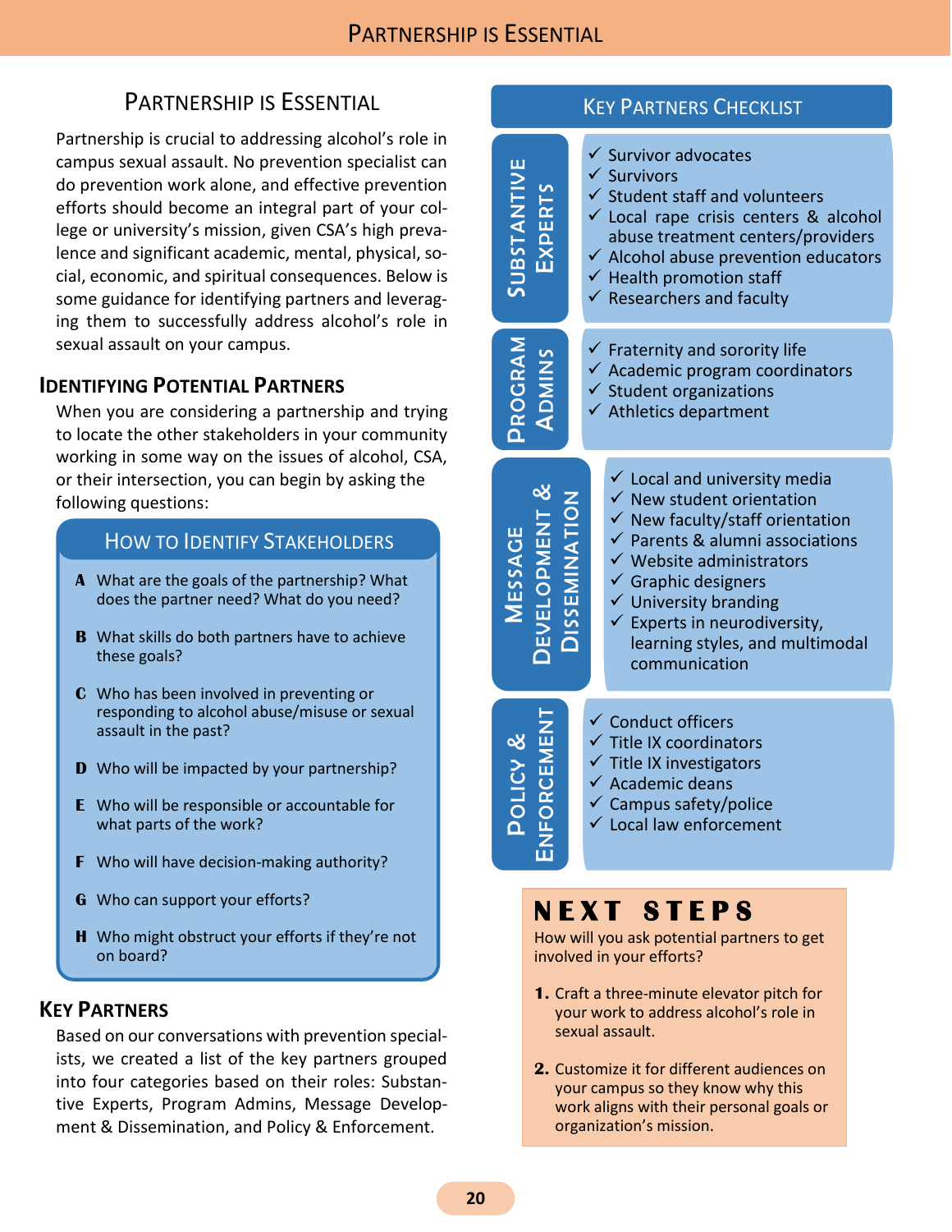# Partnership is Essential

Partnership is crucial to addressing alcohol's role in campus sexual assault. No prevention specialist can do prevention work alone, and effective prevention efforts should become an integral part of your college or university's mission, given CSA's high prevalence and significant academic, mental, physical, social, economic, and spiritual consequences. Below is some guidance for identifying partners and leveraging them to successfully address alcohol's role in sexual assault on your campus.

## Identifying Potential Partners

When you are considering a partnership and trying to locate the other stakeholders in your community working in some way on the issues of alcohol, CSA, or their intersection, you can begin by asking the following questions:

### How to Identify Stakeholders

**A** What are the goals of the partnership? What does the partner need? What do you need?

**B** What skills do both partners have to achieve these goals?

**C** Who has been involved in preventing or responding to alcohol abuse/misuse or sexual assault in the past?

**D** Who will be impacted by your partnership?

**E** Who will be responsible or accountable for what parts of the work?

**F** Who will have decision-making authority?

**G** Who can support your efforts?

**H** Who might obstruct your efforts if they're not on board?

## Key Partners

Based on our conversations with prevention specialists, we created a list of the key partners grouped into four categories based on their roles: Substantive Experts, Program Admins, Message Development & Dissemination, and Policy & Enforcement.

### Key Partners Checklist

**Substantive Experts**

- ✓ Survivor advocates
- ✓ Survivors
- ✓ Student staff and volunteers
- ✓ Local rape crisis centers & alcohol abuse treatment centers/providers
- ✓ Alcohol abuse prevention educators
- ✓ Health promotion staff
- ✓ Researchers and faculty

**Program Admins**

- ✓ Fraternity and sorority life
- ✓ Academic program coordinators
- ✓ Student organizations
- ✓ Athletics department

**Message Development & Dissemination**

- ✓ Local and university media
- ✓ New student orientation
- ✓ New faculty/staff orientation
- ✓ Parents & alumni associations
- ✓ Website administrators
- ✓ Graphic designers
- ✓ University branding
- ✓ Experts in neurodiversity, learning styles, and multimodal communication

**Policy & Enforcement**

- ✓ Conduct officers
- ✓ Title IX coordinators
- ✓ Title IX investigators
- ✓ Academic deans
- ✓ Campus safety/police
- ✓ Local law enforcement

### NEXT STEPS

How will you ask potential partners to get involved in your efforts?

1. Craft a three-minute elevator pitch for your work to address alcohol's role in sexual assault.
2. Customize it for different audiences on your campus so they know why this work aligns with their personal goals or organization's mission.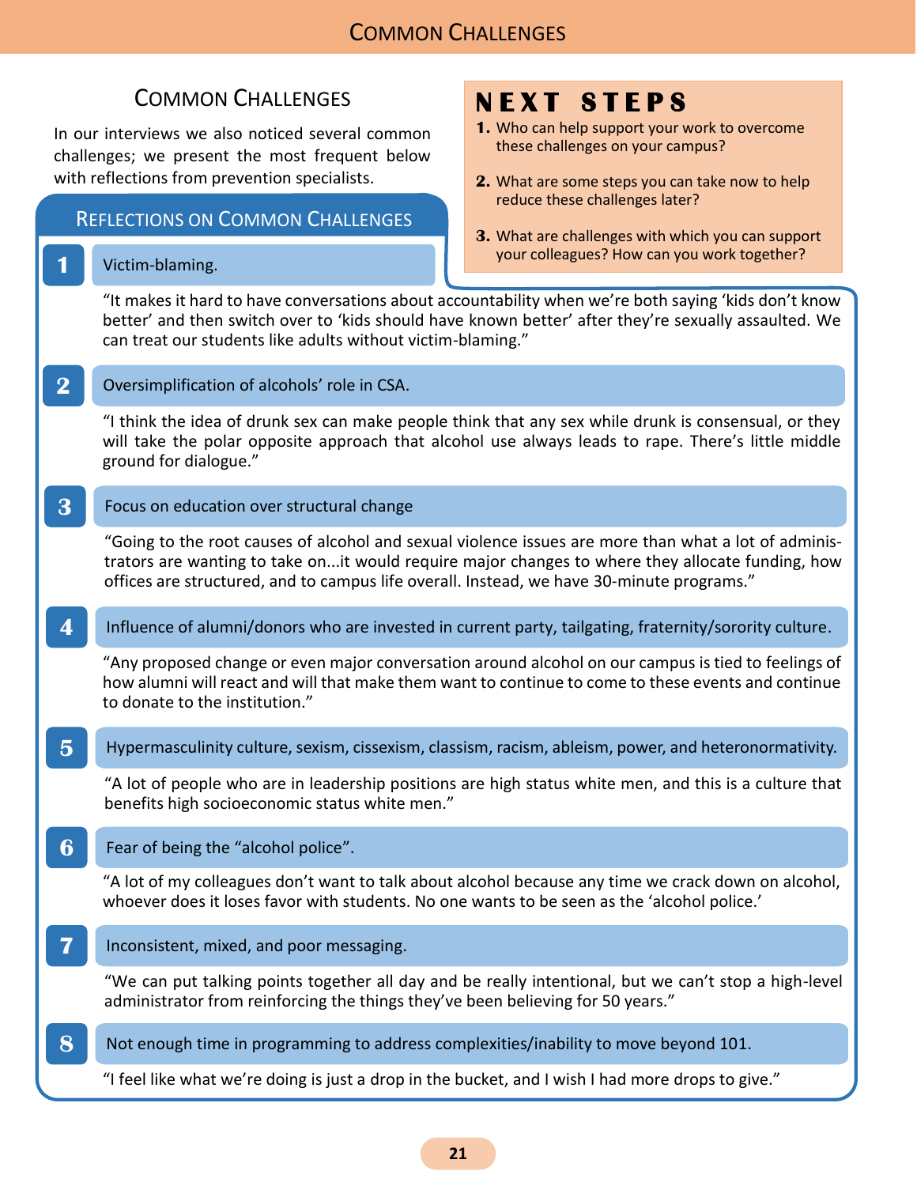## Common Challenges

In our interviews we also noticed several common challenges; we present the most frequent below with reflections from prevention specialists.

### NEXT STEPS

1. Who can help support your work to overcome these challenges on your campus?
2. What are some steps you can take now to help reduce these challenges later?
3. What are challenges with which you can support your colleagues? How can you work together?

### Reflections on Common Challenges

**1. Victim-blaming.**

"It makes it hard to have conversations about accountability when we're both saying 'kids don't know better' and then switch over to 'kids should have known better' after they're sexually assaulted. We can treat our students like adults without victim-blaming."

**2. Oversimplification of alcohols' role in CSA.**

"I think the idea of drunk sex can make people think that any sex while drunk is consensual, or they will take the polar opposite approach that alcohol use always leads to rape. There's little middle ground for dialogue."

**3. Focus on education over structural change**

"Going to the root causes of alcohol and sexual violence issues are more than what a lot of administrators are wanting to take on...it would require major changes to where they allocate funding, how offices are structured, and to campus life overall. Instead, we have 30-minute programs."

**4. Influence of alumni/donors who are invested in current party, tailgating, fraternity/sorority culture.**

"Any proposed change or even major conversation around alcohol on our campus is tied to feelings of how alumni will react and will that make them want to continue to come to these events and continue to donate to the institution."

**5. Hypermasculinity culture, sexism, cissexism, classism, racism, ableism, power, and heteronormativity.**

"A lot of people who are in leadership positions are high status white men, and this is a culture that benefits high socioeconomic status white men."

**6. Fear of being the "alcohol police".**

"A lot of my colleagues don't want to talk about alcohol because any time we crack down on alcohol, whoever does it loses favor with students. No one wants to be seen as the 'alcohol police.'

**7. Inconsistent, mixed, and poor messaging.**

"We can put talking points together all day and be really intentional, but we can't stop a high-level administrator from reinforcing the things they've been believing for 50 years."

**8. Not enough time in programming to address complexities/inability to move beyond 101.**

"I feel like what we're doing is just a drop in the bucket, and I wish I had more drops to give."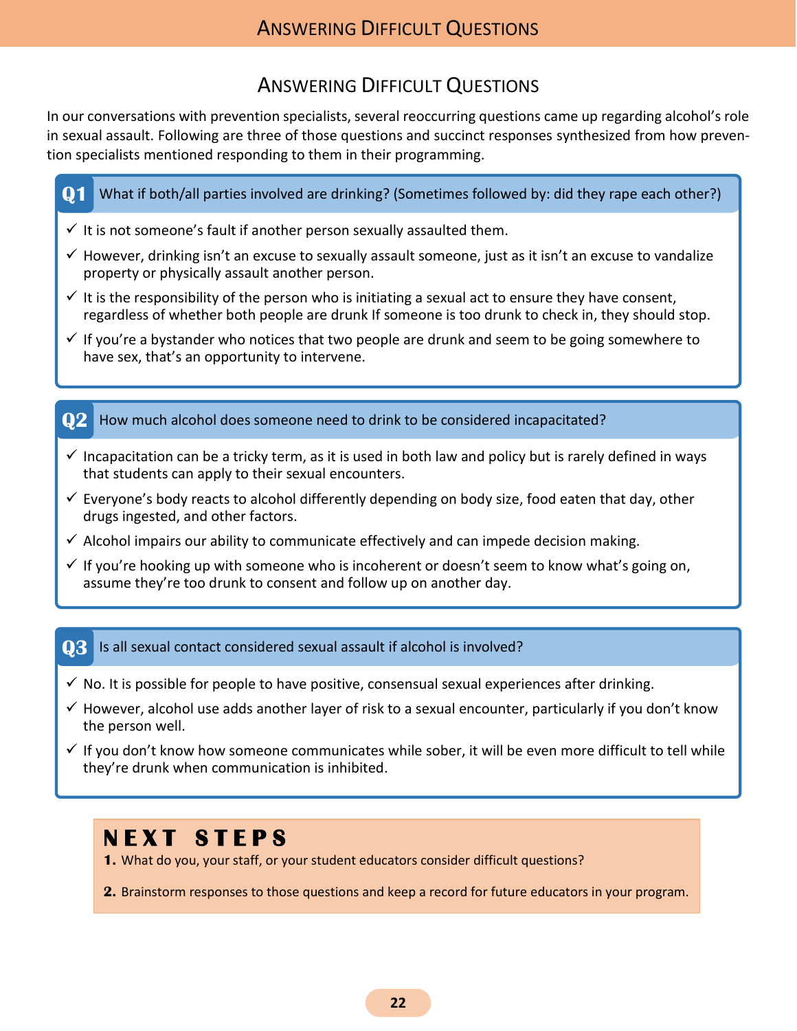# Answering Difficult Questions

In our conversations with prevention specialists, several reoccurring questions came up regarding alcohol's role in sexual assault. Following are three of those questions and succinct responses synthesized from how prevention specialists mentioned responding to them in their programming.

## Q1 What if both/all parties involved are drinking? (Sometimes followed by: did they rape each other?)

- ✓ It is not someone's fault if another person sexually assaulted them.
- ✓ However, drinking isn't an excuse to sexually assault someone, just as it isn't an excuse to vandalize property or physically assault another person.
- ✓ It is the responsibility of the person who is initiating a sexual act to ensure they have consent, regardless of whether both people are drunk If someone is too drunk to check in, they should stop.
- ✓ If you're a bystander who notices that two people are drunk and seem to be going somewhere to have sex, that's an opportunity to intervene.

## Q2 How much alcohol does someone need to drink to be considered incapacitated?

- ✓ Incapacitation can be a tricky term, as it is used in both law and policy but is rarely defined in ways that students can apply to their sexual encounters.
- ✓ Everyone's body reacts to alcohol differently depending on body size, food eaten that day, other drugs ingested, and other factors.
- ✓ Alcohol impairs our ability to communicate effectively and can impede decision making.
- ✓ If you're hooking up with someone who is incoherent or doesn't seem to know what's going on, assume they're too drunk to consent and follow up on another day.

## Q3 Is all sexual contact considered sexual assault if alcohol is involved?

- ✓ No. It is possible for people to have positive, consensual sexual experiences after drinking.
- ✓ However, alcohol use adds another layer of risk to a sexual encounter, particularly if you don't know the person well.
- ✓ If you don't know how someone communicates while sober, it will be even more difficult to tell while they're drunk when communication is inhibited.

## NEXT STEPS

1. What do you, your staff, or your student educators consider difficult questions?
2. Brainstorm responses to those questions and keep a record for future educators in your program.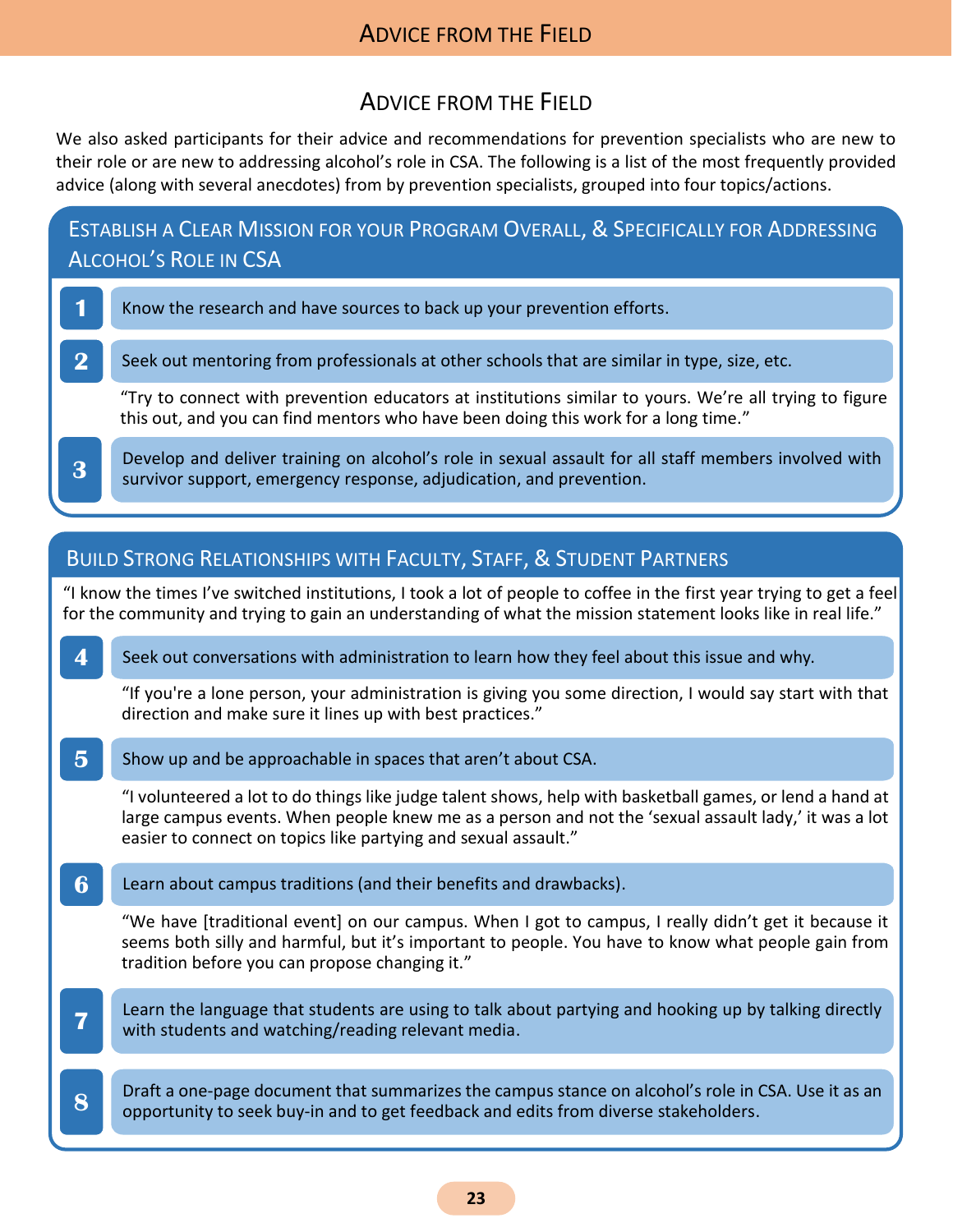# Advice from the Field

We also asked participants for their advice and recommendations for prevention specialists who are new to their role or are new to addressing alcohol's role in CSA. The following is a list of the most frequently provided advice (along with several anecdotes) from by prevention specialists, grouped into four topics/actions.

## Establish a Clear Mission for your Program Overall, & Specifically for Addressing Alcohol's Role in CSA

1. Know the research and have sources to back up your prevention efforts.

2. Seek out mentoring from professionals at other schools that are similar in type, size, etc.

   "Try to connect with prevention educators at institutions similar to yours. We're all trying to figure this out, and you can find mentors who have been doing this work for a long time."

3. Develop and deliver training on alcohol's role in sexual assault for all staff members involved with survivor support, emergency response, adjudication, and prevention.

## Build Strong Relationships with Faculty, Staff, & Student Partners

"I know the times I've switched institutions, I took a lot of people to coffee in the first year trying to get a feel for the community and trying to gain an understanding of what the mission statement looks like in real life."

4. Seek out conversations with administration to learn how they feel about this issue and why.

   "If you're a lone person, your administration is giving you some direction, I would say start with that direction and make sure it lines up with best practices."

5. Show up and be approachable in spaces that aren't about CSA.

   "I volunteered a lot to do things like judge talent shows, help with basketball games, or lend a hand at large campus events. When people knew me as a person and not the 'sexual assault lady,' it was a lot easier to connect on topics like partying and sexual assault."

6. Learn about campus traditions (and their benefits and drawbacks).

   "We have [traditional event] on our campus. When I got to campus, I really didn't get it because it seems both silly and harmful, but it's important to people. You have to know what people gain from tradition before you can propose changing it."

7. Learn the language that students are using to talk about partying and hooking up by talking directly with students and watching/reading relevant media.

8. Draft a one-page document that summarizes the campus stance on alcohol's role in CSA. Use it as an opportunity to seek buy-in and to get feedback and edits from diverse stakeholders.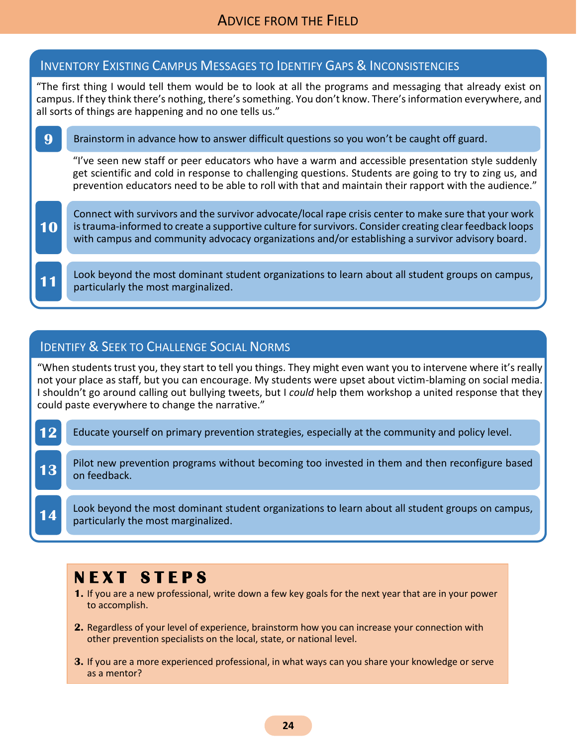# Advice from the Field

## Inventory Existing Campus Messages to Identify Gaps & Inconsistencies

"The first thing I would tell them would be to look at all the programs and messaging that already exist on campus. If they think there's nothing, there's something. You don't know. There's information everywhere, and all sorts of things are happening and no one tells us."

**9** Brainstorm in advance how to answer difficult questions so you won't be caught off guard.

"I've seen new staff or peer educators who have a warm and accessible presentation style suddenly get scientific and cold in response to challenging questions. Students are going to try to zing us, and prevention educators need to be able to roll with that and maintain their rapport with the audience."

**10** Connect with survivors and the survivor advocate/local rape crisis center to make sure that your work is trauma-informed to create a supportive culture for survivors. Consider creating clear feedback loops with campus and community advocacy organizations and/or establishing a survivor advisory board.

**11** Look beyond the most dominant student organizations to learn about all student groups on campus, particularly the most marginalized.

## Identify & Seek to Challenge Social Norms

"When students trust you, they start to tell you things. They might even want you to intervene where it's really not your place as staff, but you can encourage. My students were upset about victim-blaming on social media. I shouldn't go around calling out bullying tweets, but I *could* help them workshop a united response that they could paste everywhere to change the narrative."

**12** Educate yourself on primary prevention strategies, especially at the community and policy level.

**13** Pilot new prevention programs without becoming too invested in them and then reconfigure based on feedback.

**14** Look beyond the most dominant student organizations to learn about all student groups on campus, particularly the most marginalized.

## Next Steps

1. If you are a new professional, write down a few key goals for the next year that are in your power to accomplish.
2. Regardless of your level of experience, brainstorm how you can increase your connection with other prevention specialists on the local, state, or national level.
3. If you are a more experienced professional, in what ways can you share your knowledge or serve as a mentor?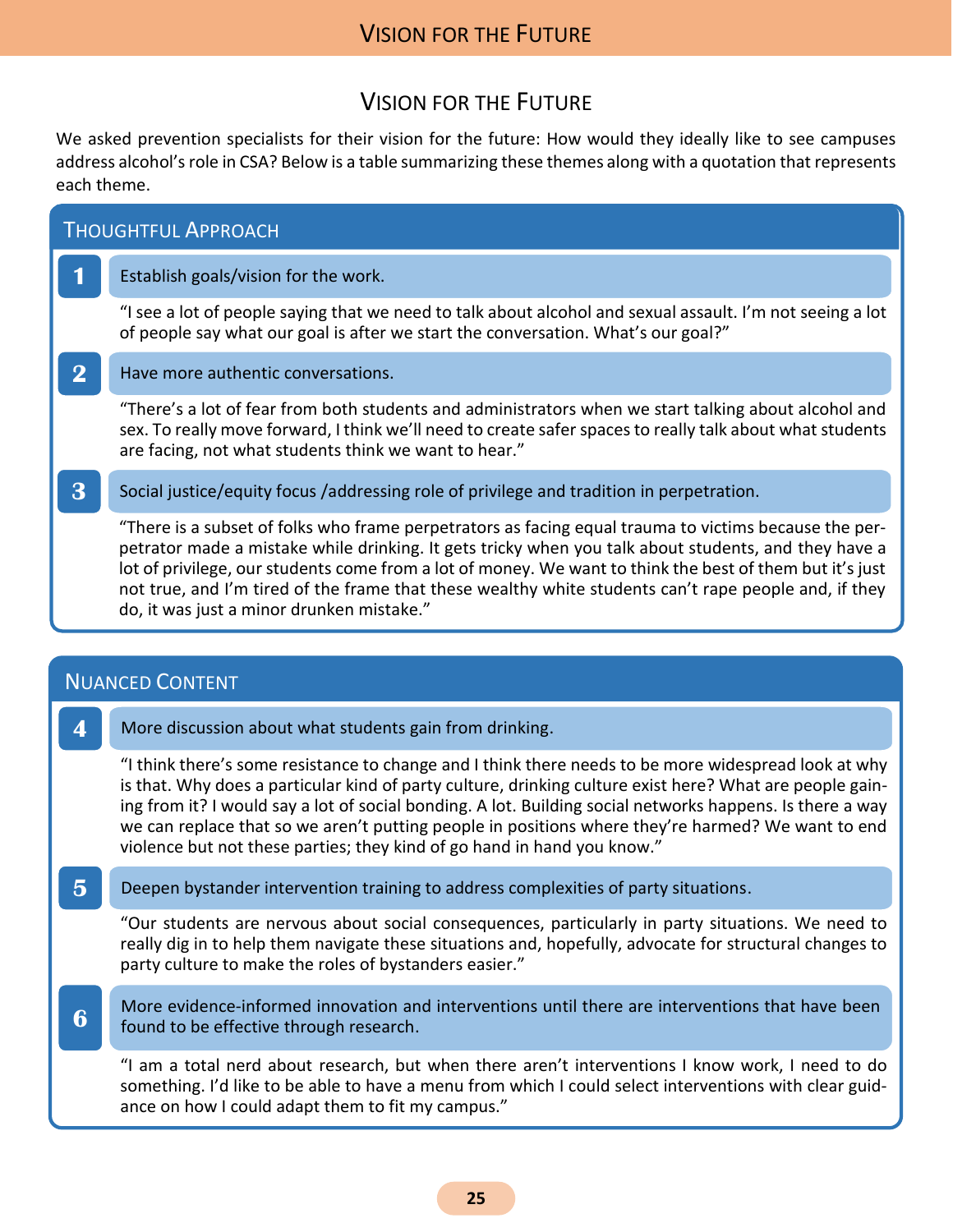# Vision for the Future

We asked prevention specialists for their vision for the future: How would they ideally like to see campuses address alcohol's role in CSA? Below is a table summarizing these themes along with a quotation that represents each theme.

## Thoughtful Approach

**1. Establish goals/vision for the work.**

"I see a lot of people saying that we need to talk about alcohol and sexual assault. I'm not seeing a lot of people say what our goal is after we start the conversation. What's our goal?"

**2. Have more authentic conversations.**

"There's a lot of fear from both students and administrators when we start talking about alcohol and sex. To really move forward, I think we'll need to create safer spaces to really talk about what students are facing, not what students think we want to hear."

**3. Social justice/equity focus /addressing role of privilege and tradition in perpetration.**

"There is a subset of folks who frame perpetrators as facing equal trauma to victims because the perpetrator made a mistake while drinking. It gets tricky when you talk about students, and they have a lot of privilege, our students come from a lot of money. We want to think the best of them but it's just not true, and I'm tired of the frame that these wealthy white students can't rape people and, if they do, it was just a minor drunken mistake."

## Nuanced Content

**4. More discussion about what students gain from drinking.**

"I think there's some resistance to change and I think there needs to be more widespread look at why is that. Why does a particular kind of party culture, drinking culture exist here? What are people gaining from it? I would say a lot of social bonding. A lot. Building social networks happens. Is there a way we can replace that so we aren't putting people in positions where they're harmed? We want to end violence but not these parties; they kind of go hand in hand you know."

**5. Deepen bystander intervention training to address complexities of party situations.**

"Our students are nervous about social consequences, particularly in party situations. We need to really dig in to help them navigate these situations and, hopefully, advocate for structural changes to party culture to make the roles of bystanders easier."

**6. More evidence-informed innovation and interventions until there are interventions that have been found to be effective through research.**

"I am a total nerd about research, but when there aren't interventions I know work, I need to do something. I'd like to be able to have a menu from which I could select interventions with clear guidance on how I could adapt them to fit my campus."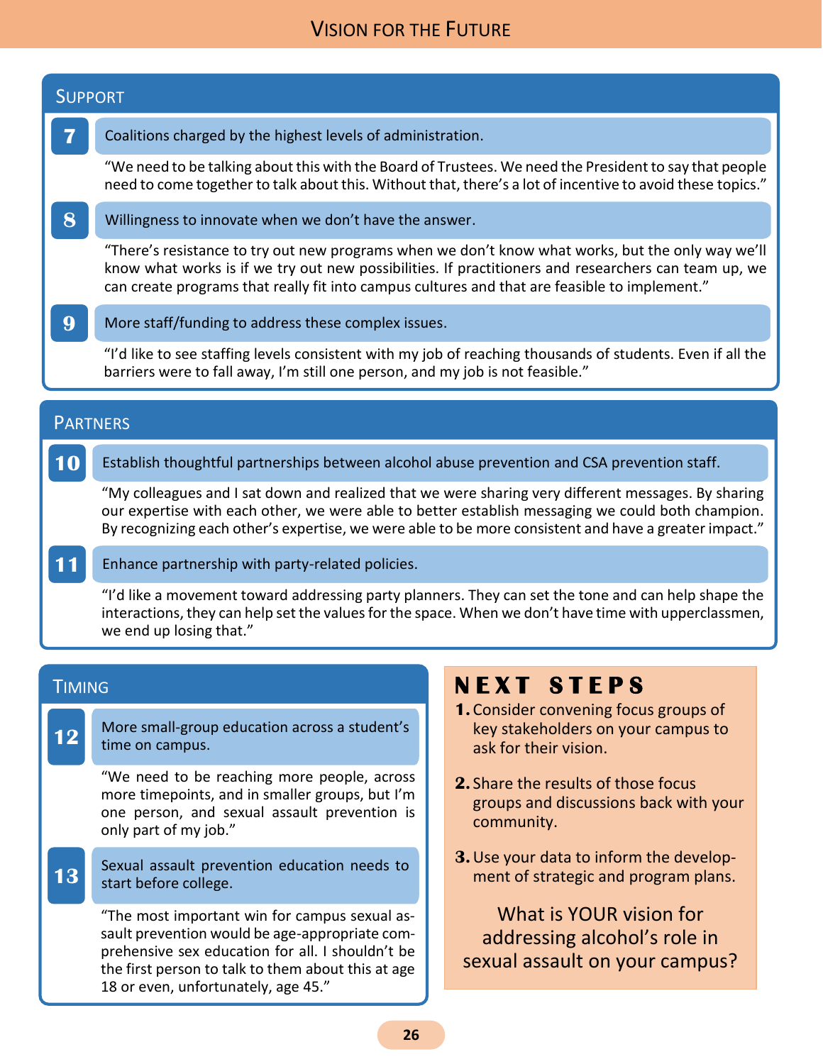# Vision for the Future

## Support

**7** Coalitions charged by the highest levels of administration.

"We need to be talking about this with the Board of Trustees. We need the President to say that people need to come together to talk about this. Without that, there's a lot of incentive to avoid these topics."

**8** Willingness to innovate when we don't have the answer.

"There's resistance to try out new programs when we don't know what works, but the only way we'll know what works is if we try out new possibilities. If practitioners and researchers can team up, we can create programs that really fit into campus cultures and that are feasible to implement."

**9** More staff/funding to address these complex issues.

"I'd like to see staffing levels consistent with my job of reaching thousands of students. Even if all the barriers were to fall away, I'm still one person, and my job is not feasible."

## Partners

**10** Establish thoughtful partnerships between alcohol abuse prevention and CSA prevention staff.

"My colleagues and I sat down and realized that we were sharing very different messages. By sharing our expertise with each other, we were able to better establish messaging we could both champion. By recognizing each other's expertise, we were able to be more consistent and have a greater impact."

**11** Enhance partnership with party-related policies.

"I'd like a movement toward addressing party planners. They can set the tone and can help shape the interactions, they can help set the values for the space. When we don't have time with upperclassmen, we end up losing that."

## Timing

**12** More small-group education across a student's time on campus.

"We need to be reaching more people, across more timepoints, and in smaller groups, but I'm one person, and sexual assault prevention is only part of my job."

**13** Sexual assault prevention education needs to start before college.

"The most important win for campus sexual assault prevention would be age-appropriate comprehensive sex education for all. I shouldn't be the first person to talk to them about this at age 18 or even, unfortunately, age 45."

## Next Steps

1. Consider convening focus groups of key stakeholders on your campus to ask for their vision.
2. Share the results of those focus groups and discussions back with your community.
3. Use your data to inform the development of strategic and program plans.

What is YOUR vision for addressing alcohol's role in sexual assault on your campus?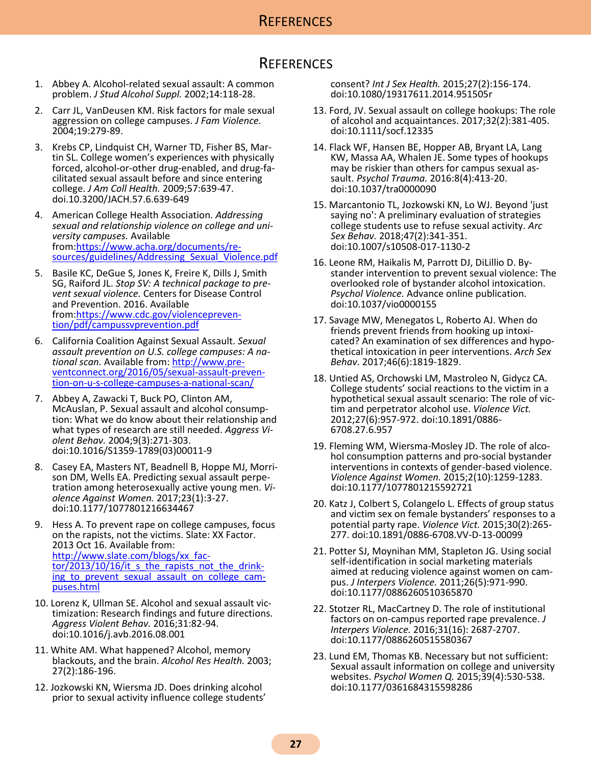# References

1. Abbey A. Alcohol-related sexual assault: A common problem. *J Stud Alcohol Suppl.* 2002;14:118-28.
2. Carr JL, VanDeusen KM. Risk factors for male sexual aggression on college campuses. *J Fam Violence.* 2004;19:279-89.
3. Krebs CP, Lindquist CH, Warner TD, Fisher BS, Martin SL. College women's experiences with physically forced, alcohol-or-other drug-enabled, and drug-facilitated sexual assault before and since entering college. *J Am Coll Health.* 2009;57:639-47. doi.10.3200/JACH.57.6.639-649
4. American College Health Association. *Addressing sexual and relationship violence on college and university campuses.* Available from:https://www.acha.org/documents/resources/guidelines/Addressing_Sexual_Violence.pdf
5. Basile KC, DeGue S, Jones K, Freire K, Dills J, Smith SG, Raiford JL. *Stop SV: A technical package to prevent sexual violence.* Centers for Disease Control and Prevention. 2016. Available from:https://www.cdc.gov/violenceprevention/pdf/campussvprevention.pdf
6. California Coalition Against Sexual Assault. *Sexual assault prevention on U.S. college campuses: A national scan.* Available from: http://www.preventconnect.org/2016/05/sexual-assault-prevention-on-u-s-college-campuses-a-national-scan/
7. Abbey A, Zawacki T, Buck PO, Clinton AM, McAuslan, P. Sexual assault and alcohol consumption: What we do know about their relationship and what types of research are still needed. *Aggress Violent Behav.* 2004;9(3):271-303. doi:10.1016/S1359-1789(03)00011-9
8. Casey EA, Masters NT, Beadnell B, Hoppe MJ, Morrison DM, Wells EA. Predicting sexual assault perpetration among heterosexually active young men. *Violence Against Women.* 2017;23(1):3-27. doi:10.1177/1077801216634467
9. Hess A. To prevent rape on college campuses, focus on the rapists, not the victims. Slate: XX Factor. 2013 Oct 16. Available from: http://www.slate.com/blogs/xx_factor/2013/10/16/it_s_the_rapists_not_the_drinking_to_prevent_sexual_assault_on_college_campuses.html
10. Lorenz K, Ullman SE. Alcohol and sexual assault victimization: Research findings and future directions. *Aggress Violent Behav.* 2016;31:82-94. doi:10.1016/j.avb.2016.08.001
11. White AM. What happened? Alcohol, memory blackouts, and the brain. *Alcohol Res Health.* 2003; 27(2):186-196.
12. Jozkowski KN, Wiersma JD. Does drinking alcohol prior to sexual activity influence college students' consent? *Int J Sex Health.* 2015;27(2):156-174. doi:10.1080/19317611.2014.951505r
13. Ford, JV. Sexual assault on college hookups: The role of alcohol and acquaintances. 2017;32(2):381-405. doi:10.1111/socf.12335
14. Flack WF, Hansen BE, Hopper AB, Bryant LA, Lang KW, Massa AA, Whalen JE. Some types of hookups may be riskier than others for campus sexual assault. *Psychol Trauma.* 2016:8(4):413-20. doi:10.1037/tra0000090
15. Marcantonio TL, Jozkowski KN, Lo WJ. Beyond 'just saying no': A preliminary evaluation of strategies college students use to refuse sexual activity. *Arc Sex Behav.* 2018;47(2):341-351. doi:10.1007/s10508-017-1130-2
16. Leone RM, Haikalis M, Parrott DJ, DiLillio D. Bystander intervention to prevent sexual violence: The overlooked role of bystander alcohol intoxication. *Psychol Violence.* Advance online publication. doi:10.1037/vio0000155
17. Savage MW, Menegatos L, Roberto AJ. When do friends prevent friends from hooking up intoxicated? An examination of sex differences and hypothetical intoxication in peer interventions. *Arch Sex Behav*. 2017;46(6):1819-1829.
18. Untied AS, Orchowski LM, Mastroleo N, Gidycz CA. College students' social reactions to the victim in a hypothetical sexual assault scenario: The role of victim and perpetrator alcohol use. *Violence Vict.* 2012;27(6):957-972. doi:10.1891/0886-6708.27.6.957
19. Fleming WM, Wiersma-Mosley JD. The role of alcohol consumption patterns and pro-social bystander interventions in contexts of gender-based violence. *Violence Against Women.* 2015;2(10):1259-1283. doi:10.1177/1077801215592721
20. Katz J, Colbert S, Colangelo L. Effects of group status and victim sex on female bystanders' responses to a potential party rape. *Violence Vict.* 2015;30(2):265-277. doi:10.1891/0886-6708.VV-D-13-00099
21. Potter SJ, Moynihan MM, Stapleton JG. Using social self-identification in social marketing materials aimed at reducing violence against women on campus. *J Interpers Violence.* 2011;26(5):971-990. doi:10.1177/0886260510365870
22. Stotzer RL, MacCartney D. The role of institutional factors on on-campus reported rape prevalence. *J Interpers Violence.* 2016;31(16): 2687-2707. doi:10.1177/0886260515580367
23. Lund EM, Thomas KB. Necessary but not sufficient: Sexual assault information on college and university websites. *Psychol Women Q.* 2015;39(4):530-538. doi:10.1177/0361684315598286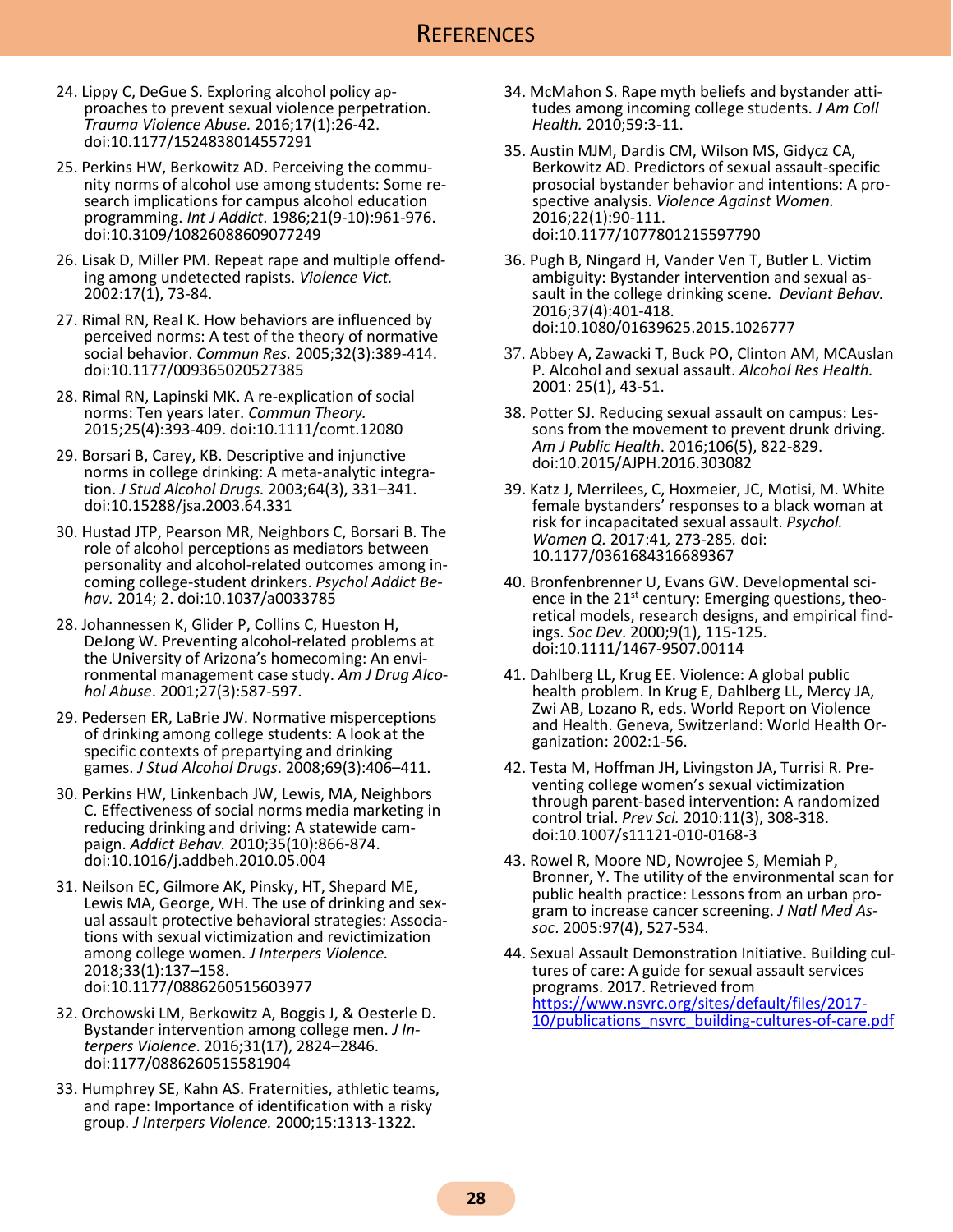# References

24. Lippy C, DeGue S. Exploring alcohol policy approaches to prevent sexual violence perpetration. *Trauma Violence Abuse.* 2016;17(1):26-42. doi:10.1177/1524838014557291

25. Perkins HW, Berkowitz AD. Perceiving the community norms of alcohol use among students: Some research implications for campus alcohol education programming. *Int J Addict*. 1986;21(9-10):961-976. doi:10.3109/10826088609077249

26. Lisak D, Miller PM. Repeat rape and multiple offending among undetected rapists. *Violence Vict.* 2002:17(1), 73-84.

27. Rimal RN, Real K. How behaviors are influenced by perceived norms: A test of the theory of normative social behavior. *Commun Res.* 2005;32(3):389-414. doi:10.1177/009365020527385

28. Rimal RN, Lapinski MK. A re-explication of social norms: Ten years later. *Commun Theory.* 2015;25(4):393-409. doi:10.1111/comt.12080

29. Borsari B, Carey, KB. Descriptive and injunctive norms in college drinking: A meta-analytic integration. *J Stud Alcohol Drugs.* 2003;64(3), 331–341. doi:10.15288/jsa.2003.64.331

30. Hustad JTP, Pearson MR, Neighbors C, Borsari B. The role of alcohol perceptions as mediators between personality and alcohol-related outcomes among incoming college-student drinkers. *Psychol Addict Behav.* 2014; 2. doi:10.1037/a0033785

28. Johannessen K, Glider P, Collins C, Hueston H, DeJong W. Preventing alcohol-related problems at the University of Arizona's homecoming: An environmental management case study. *Am J Drug Alcohol Abuse*. 2001;27(3):587-597.

29. Pedersen ER, LaBrie JW. Normative misperceptions of drinking among college students: A look at the specific contexts of prepartying and drinking games. *J Stud Alcohol Drugs*. 2008;69(3):406–411.

30. Perkins HW, Linkenbach JW, Lewis, MA, Neighbors C. Effectiveness of social norms media marketing in reducing drinking and driving: A statewide campaign. *Addict Behav.* 2010;35(10):866-874. doi:10.1016/j.addbeh.2010.05.004

31. Neilson EC, Gilmore AK, Pinsky, HT, Shepard ME, Lewis MA, George, WH. The use of drinking and sexual assault protective behavioral strategies: Associations with sexual victimization and revictimization among college women. *J Interpers Violence.* 2018;33(1):137–158. doi:10.1177/0886260515603977

32. Orchowski LM, Berkowitz A, Boggis J, & Oesterle D. Bystander intervention among college men. *J Interpers Violence*. 2016;31(17), 2824–2846. doi:1177/0886260515581904

33. Humphrey SE, Kahn AS. Fraternities, athletic teams, and rape: Importance of identification with a risky group. *J Interpers Violence.* 2000;15:1313-1322.

34. McMahon S. Rape myth beliefs and bystander attitudes among incoming college students. *J Am Coll Health.* 2010;59:3-11.

35. Austin MJM, Dardis CM, Wilson MS, Gidycz CA, Berkowitz AD. Predictors of sexual assault-specific prosocial bystander behavior and intentions: A prospective analysis. *Violence Against Women.* 2016;22(1):90-111. doi:10.1177/1077801215597790

36. Pugh B, Ningard H, Vander Ven T, Butler L. Victim ambiguity: Bystander intervention and sexual assault in the college drinking scene. *Deviant Behav.* 2016;37(4):401-418. doi:10.1080/01639625.2015.1026777

37. Abbey A, Zawacki T, Buck PO, Clinton AM, MCAuslan P. Alcohol and sexual assault. *Alcohol Res Health.* 2001: 25(1), 43-51.

38. Potter SJ. Reducing sexual assault on campus: Lessons from the movement to prevent drunk driving. *Am J Public Health*. 2016;106(5), 822-829. doi:10.2015/AJPH.2016.303082

39. Katz J, Merrilees, C, Hoxmeier, JC, Motisi, M. White female bystanders' responses to a black woman at risk for incapacitated sexual assault. *Psychol. Women Q.* 2017:41*,* 273-285*.* doi: 10.1177/0361684316689367

40. Bronfenbrenner U, Evans GW. Developmental science in the 21st century: Emerging questions, theoretical models, research designs, and empirical findings. *Soc Dev*. 2000;9(1), 115-125. doi:10.1111/1467-9507.00114

41. Dahlberg LL, Krug EE. Violence: A global public health problem. In Krug E, Dahlberg LL, Mercy JA, Zwi AB, Lozano R, eds. World Report on Violence and Health. Geneva, Switzerland: World Health Organization: 2002:1-56.

42. Testa M, Hoffman JH, Livingston JA, Turrisi R. Preventing college women's sexual victimization through parent-based intervention: A randomized control trial. *Prev Sci.* 2010:11(3), 308-318. doi:10.1007/s11121-010-0168-3

43. Rowel R, Moore ND, Nowrojee S, Memiah P, Bronner, Y. The utility of the environmental scan for public health practice: Lessons from an urban program to increase cancer screening. *J Natl Med Assoc*. 2005:97(4), 527-534.

44. Sexual Assault Demonstration Initiative. Building cultures of care: A guide for sexual assault services programs. 2017. Retrieved from https://www.nsvrc.org/sites/default/files/2017-10/publications_nsvrc_building-cultures-of-care.pdf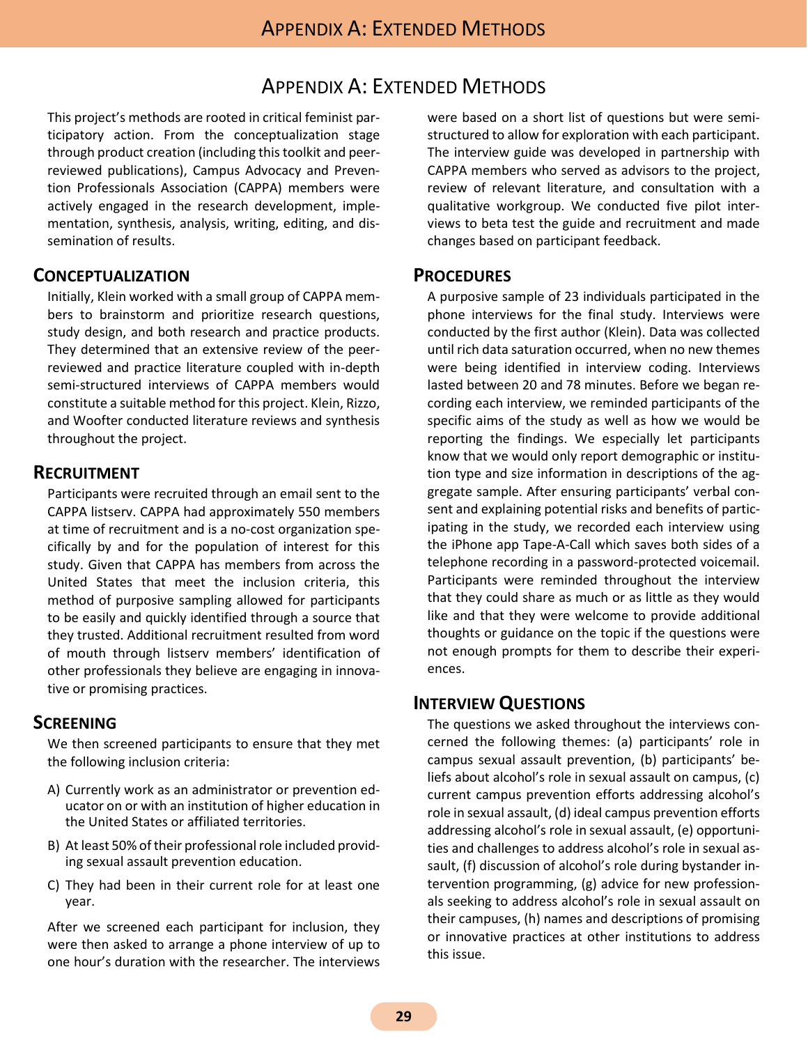# Appendix A: Extended Methods

This project's methods are rooted in critical feminist participatory action. From the conceptualization stage through product creation (including this toolkit and peer-reviewed publications), Campus Advocacy and Prevention Professionals Association (CAPPA) members were actively engaged in the research development, implementation, synthesis, analysis, writing, editing, and dissemination of results.

## Conceptualization

Initially, Klein worked with a small group of CAPPA members to brainstorm and prioritize research questions, study design, and both research and practice products. They determined that an extensive review of the peer-reviewed and practice literature coupled with in-depth semi-structured interviews of CAPPA members would constitute a suitable method for this project. Klein, Rizzo, and Woofter conducted literature reviews and synthesis throughout the project.

## Recruitment

Participants were recruited through an email sent to the CAPPA listserv. CAPPA had approximately 550 members at time of recruitment and is a no-cost organization specifically by and for the population of interest for this study. Given that CAPPA has members from across the United States that meet the inclusion criteria, this method of purposive sampling allowed for participants to be easily and quickly identified through a source that they trusted. Additional recruitment resulted from word of mouth through listserv members' identification of other professionals they believe are engaging in innovative or promising practices.

## Screening

We then screened participants to ensure that they met the following inclusion criteria:

A) Currently work as an administrator or prevention educator on or with an institution of higher education in the United States or affiliated territories.

B) At least 50% of their professional role included providing sexual assault prevention education.

C) They had been in their current role for at least one year.

After we screened each participant for inclusion, they were then asked to arrange a phone interview of up to one hour's duration with the researcher. The interviews were based on a short list of questions but were semi-structured to allow for exploration with each participant. The interview guide was developed in partnership with CAPPA members who served as advisors to the project, review of relevant literature, and consultation with a qualitative workgroup. We conducted five pilot interviews to beta test the guide and recruitment and made changes based on participant feedback.

## Procedures

A purposive sample of 23 individuals participated in the phone interviews for the final study. Interviews were conducted by the first author (Klein). Data was collected until rich data saturation occurred, when no new themes were being identified in interview coding. Interviews lasted between 20 and 78 minutes. Before we began recording each interview, we reminded participants of the specific aims of the study as well as how we would be reporting the findings. We especially let participants know that we would only report demographic or institution type and size information in descriptions of the aggregate sample. After ensuring participants' verbal consent and explaining potential risks and benefits of participating in the study, we recorded each interview using the iPhone app Tape-A-Call which saves both sides of a telephone recording in a password-protected voicemail. Participants were reminded throughout the interview that they could share as much or as little as they would like and that they were welcome to provide additional thoughts or guidance on the topic if the questions were not enough prompts for them to describe their experiences.

## Interview Questions

The questions we asked throughout the interviews concerned the following themes: (a) participants' role in campus sexual assault prevention, (b) participants' beliefs about alcohol's role in sexual assault on campus, (c) current campus prevention efforts addressing alcohol's role in sexual assault, (d) ideal campus prevention efforts addressing alcohol's role in sexual assault, (e) opportunities and challenges to address alcohol's role in sexual assault, (f) discussion of alcohol's role during bystander intervention programming, (g) advice for new professionals seeking to address alcohol's role in sexual assault on their campuses, (h) names and descriptions of promising or innovative practices at other institutions to address this issue.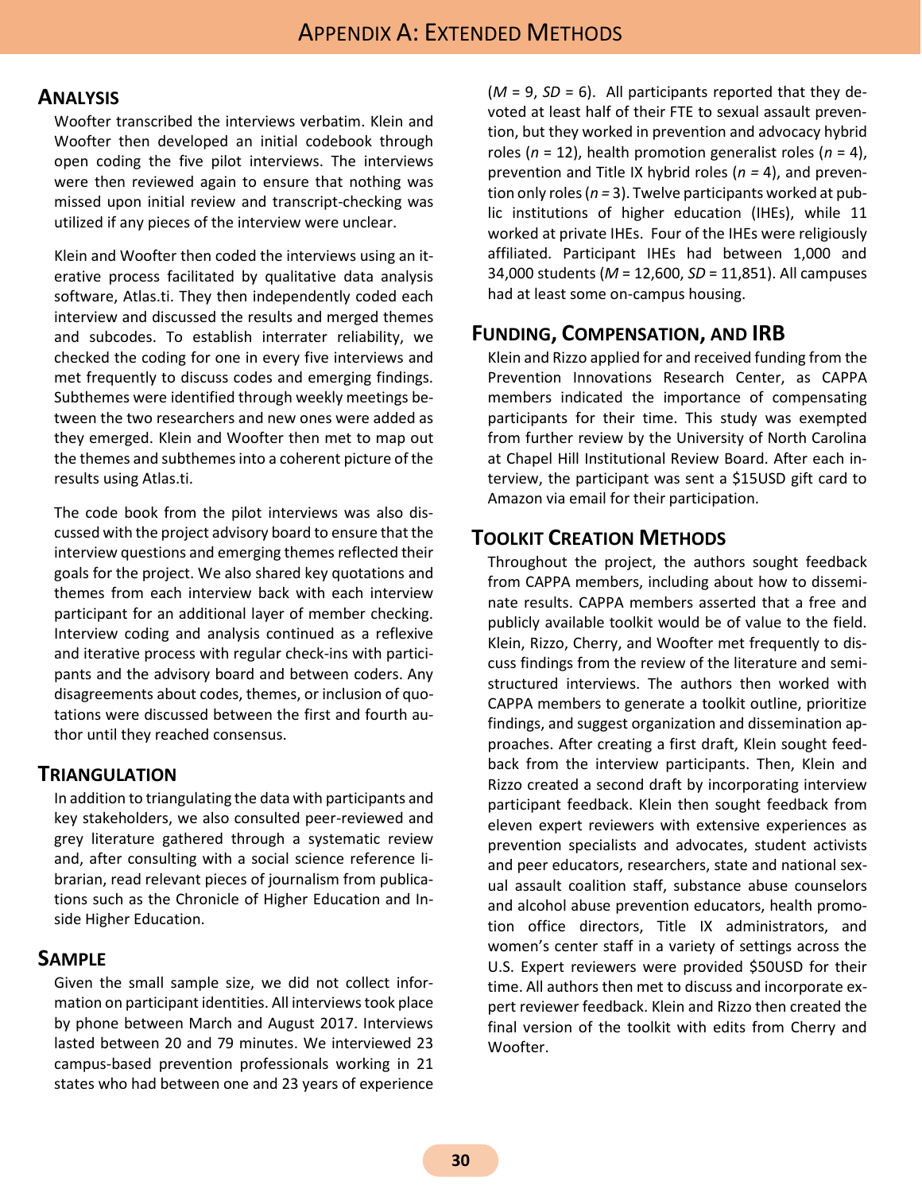# Appendix A: Extended Methods

## Analysis

Woofter transcribed the interviews verbatim. Klein and Woofter then developed an initial codebook through open coding the five pilot interviews. The interviews were then reviewed again to ensure that nothing was missed upon initial review and transcript-checking was utilized if any pieces of the interview were unclear.

Klein and Woofter then coded the interviews using an iterative process facilitated by qualitative data analysis software, Atlas.ti. They then independently coded each interview and discussed the results and merged themes and subcodes. To establish interrater reliability, we checked the coding for one in every five interviews and met frequently to discuss codes and emerging findings. Subthemes were identified through weekly meetings between the two researchers and new ones were added as they emerged. Klein and Woofter then met to map out the themes and subthemes into a coherent picture of the results using Atlas.ti.

The code book from the pilot interviews was also discussed with the project advisory board to ensure that the interview questions and emerging themes reflected their goals for the project. We also shared key quotations and themes from each interview back with each interview participant for an additional layer of member checking. Interview coding and analysis continued as a reflexive and iterative process with regular check-ins with participants and the advisory board and between coders. Any disagreements about codes, themes, or inclusion of quotations were discussed between the first and fourth author until they reached consensus.

## Triangulation

In addition to triangulating the data with participants and key stakeholders, we also consulted peer-reviewed and grey literature gathered through a systematic review and, after consulting with a social science reference librarian, read relevant pieces of journalism from publications such as the Chronicle of Higher Education and Inside Higher Education.

## Sample

Given the small sample size, we did not collect information on participant identities. All interviews took place by phone between March and August 2017. Interviews lasted between 20 and 79 minutes. We interviewed 23 campus-based prevention professionals working in 21 states who had between one and 23 years of experience ($M = 9$, $SD = 6$). All participants reported that they devoted at least half of their FTE to sexual assault prevention, but they worked in prevention and advocacy hybrid roles ($n = 12$), health promotion generalist roles ($n = 4$), prevention and Title IX hybrid roles ($n = 4$), and prevention only roles ($n = 3$). Twelve participants worked at public institutions of higher education (IHEs), while 11 worked at private IHEs. Four of the IHEs were religiously affiliated. Participant IHEs had between 1,000 and 34,000 students ($M = 12{,}600$, $SD = 11{,}851$). All campuses had at least some on-campus housing.

## Funding, Compensation, and IRB

Klein and Rizzo applied for and received funding from the Prevention Innovations Research Center, as CAPPA members indicated the importance of compensating participants for their time. This study was exempted from further review by the University of North Carolina at Chapel Hill Institutional Review Board. After each interview, the participant was sent a $15USD gift card to Amazon via email for their participation.

## Toolkit Creation Methods

Throughout the project, the authors sought feedback from CAPPA members, including about how to disseminate results. CAPPA members asserted that a free and publicly available toolkit would be of value to the field. Klein, Rizzo, Cherry, and Woofter met frequently to discuss findings from the review of the literature and semi-structured interviews. The authors then worked with CAPPA members to generate a toolkit outline, prioritize findings, and suggest organization and dissemination approaches. After creating a first draft, Klein sought feedback from the interview participants. Then, Klein and Rizzo created a second draft by incorporating interview participant feedback. Klein then sought feedback from eleven expert reviewers with extensive experiences as prevention specialists and advocates, student activists and peer educators, researchers, state and national sexual assault coalition staff, substance abuse counselors and alcohol abuse prevention educators, health promotion office directors, Title IX administrators, and women's center staff in a variety of settings across the U.S. Expert reviewers were provided $50USD for their time. All authors then met to discuss and incorporate expert reviewer feedback. Klein and Rizzo then created the final version of the toolkit with edits from Cherry and Woofter.